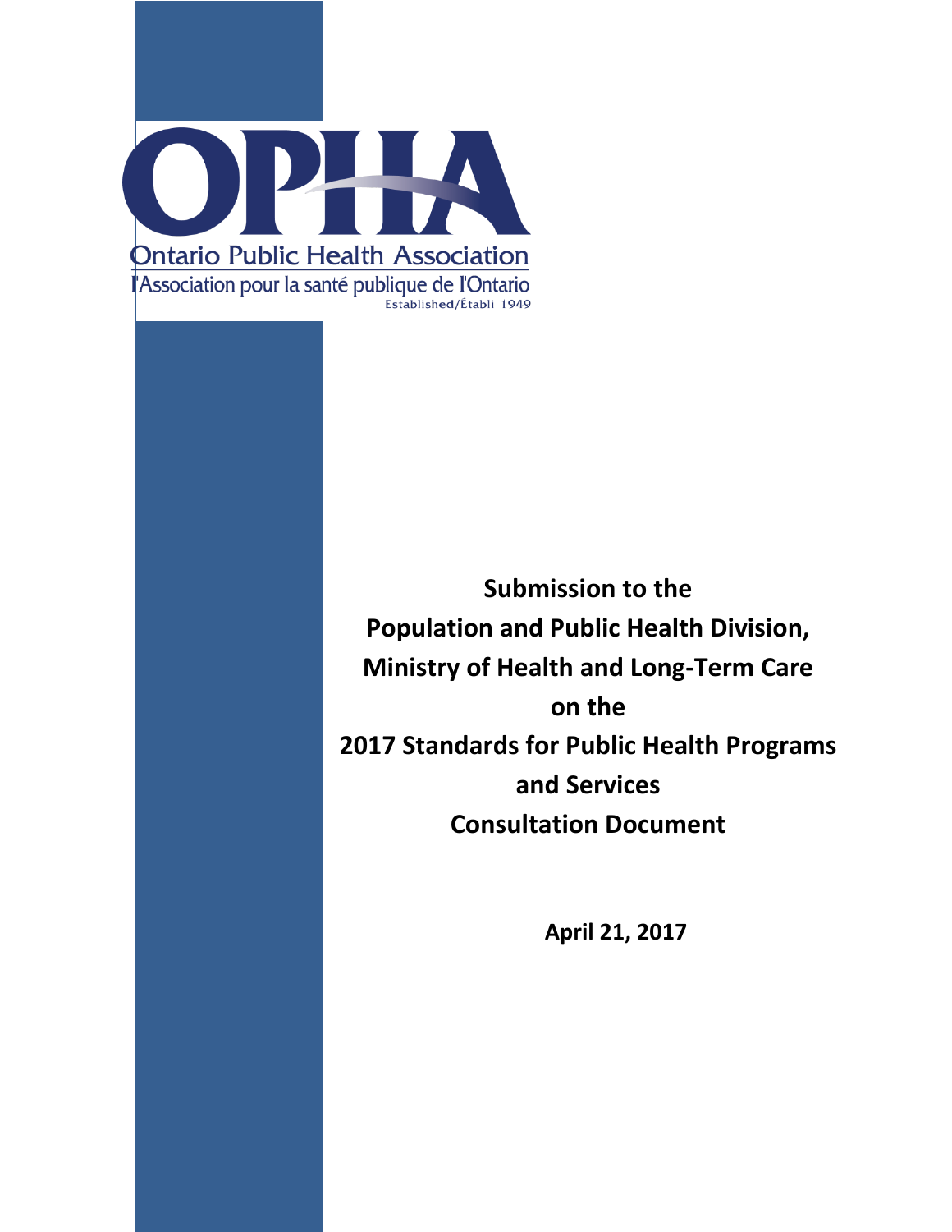OPHA

Ontario Public Health Association

l'Association pour la santé publique de l'Ontario

Established/Établi 1949

**Submission to the**
**Population and Public Health Division,**
**Ministry of Health and Long-Term Care**
**on the**
**2017 Standards for Public Health Programs and Services**
**Consultation Document**

**April 21, 2017**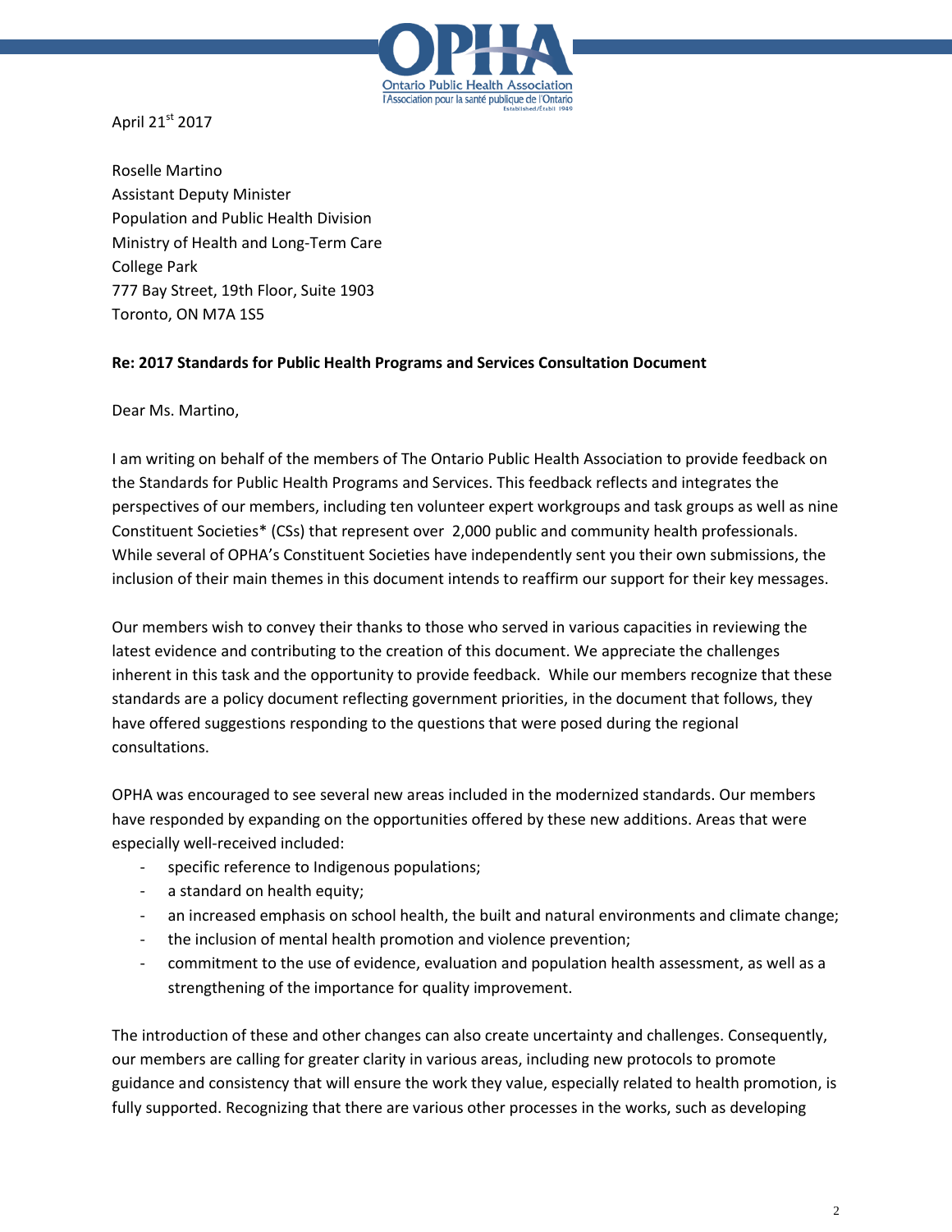April 21st 2017

Roselle Martino
Assistant Deputy Minister
Population and Public Health Division
Ministry of Health and Long-Term Care
College Park
777 Bay Street, 19th Floor, Suite 1903
Toronto, ON M7A 1S5

**Re: 2017 Standards for Public Health Programs and Services Consultation Document**

Dear Ms. Martino,

I am writing on behalf of the members of The Ontario Public Health Association to provide feedback on the Standards for Public Health Programs and Services. This feedback reflects and integrates the perspectives of our members, including ten volunteer expert workgroups and task groups as well as nine Constituent Societies* (CSs) that represent over 2,000 public and community health professionals. While several of OPHA's Constituent Societies have independently sent you their own submissions, the inclusion of their main themes in this document intends to reaffirm our support for their key messages.

Our members wish to convey their thanks to those who served in various capacities in reviewing the latest evidence and contributing to the creation of this document. We appreciate the challenges inherent in this task and the opportunity to provide feedback. While our members recognize that these standards are a policy document reflecting government priorities, in the document that follows, they have offered suggestions responding to the questions that were posed during the regional consultations.

OPHA was encouraged to see several new areas included in the modernized standards. Our members have responded by expanding on the opportunities offered by these new additions. Areas that were especially well-received included:

- specific reference to Indigenous populations;
- a standard on health equity;
- an increased emphasis on school health, the built and natural environments and climate change;
- the inclusion of mental health promotion and violence prevention;
- commitment to the use of evidence, evaluation and population health assessment, as well as a strengthening of the importance for quality improvement.

The introduction of these and other changes can also create uncertainty and challenges. Consequently, our members are calling for greater clarity in various areas, including new protocols to promote guidance and consistency that will ensure the work they value, especially related to health promotion, is fully supported. Recognizing that there are various other processes in the works, such as developing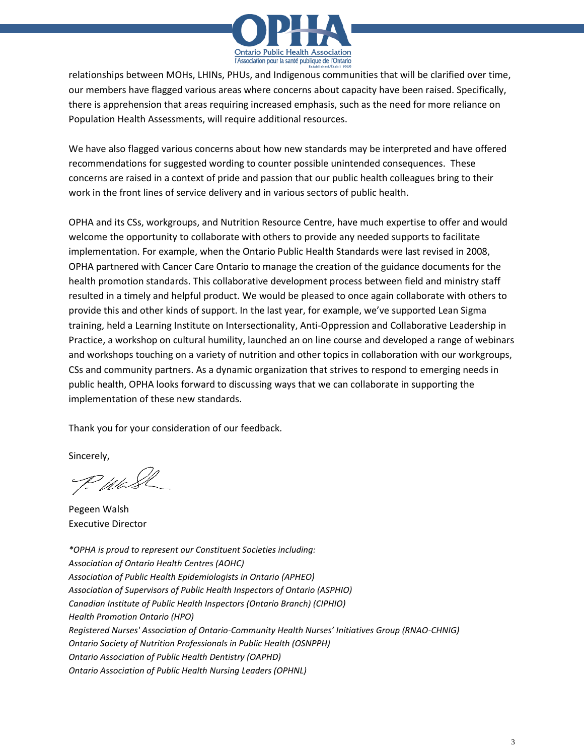relationships between MOHs, LHINs, PHUs, and Indigenous communities that will be clarified over time, our members have flagged various areas where concerns about capacity have been raised. Specifically, there is apprehension that areas requiring increased emphasis, such as the need for more reliance on Population Health Assessments, will require additional resources.

We have also flagged various concerns about how new standards may be interpreted and have offered recommendations for suggested wording to counter possible unintended consequences. These concerns are raised in a context of pride and passion that our public health colleagues bring to their work in the front lines of service delivery and in various sectors of public health.

OPHA and its CSs, workgroups, and Nutrition Resource Centre, have much expertise to offer and would welcome the opportunity to collaborate with others to provide any needed supports to facilitate implementation. For example, when the Ontario Public Health Standards were last revised in 2008, OPHA partnered with Cancer Care Ontario to manage the creation of the guidance documents for the health promotion standards. This collaborative development process between field and ministry staff resulted in a timely and helpful product. We would be pleased to once again collaborate with others to provide this and other kinds of support. In the last year, for example, we've supported Lean Sigma training, held a Learning Institute on Intersectionality, Anti-Oppression and Collaborative Leadership in Practice, a workshop on cultural humility, launched an on line course and developed a range of webinars and workshops touching on a variety of nutrition and other topics in collaboration with our workgroups, CSs and community partners. As a dynamic organization that strives to respond to emerging needs in public health, OPHA looks forward to discussing ways that we can collaborate in supporting the implementation of these new standards.

Thank you for your consideration of our feedback.

Sincerely,

Pegeen Walsh
Executive Director

*\*OPHA is proud to represent our Constituent Societies including:*
*Association of Ontario Health Centres (AOHC)*
*Association of Public Health Epidemiologists in Ontario (APHEO)*
*Association of Supervisors of Public Health Inspectors of Ontario (ASPHIO)*
*Canadian Institute of Public Health Inspectors (Ontario Branch) (CIPHIO)*
*Health Promotion Ontario (HPO)*
*Registered Nurses' Association of Ontario-Community Health Nurses' Initiatives Group (RNAO-CHNIG)*
*Ontario Society of Nutrition Professionals in Public Health (OSNPPH)*
*Ontario Association of Public Health Dentistry (OAPHD)*
*Ontario Association of Public Health Nursing Leaders (OPHNL)*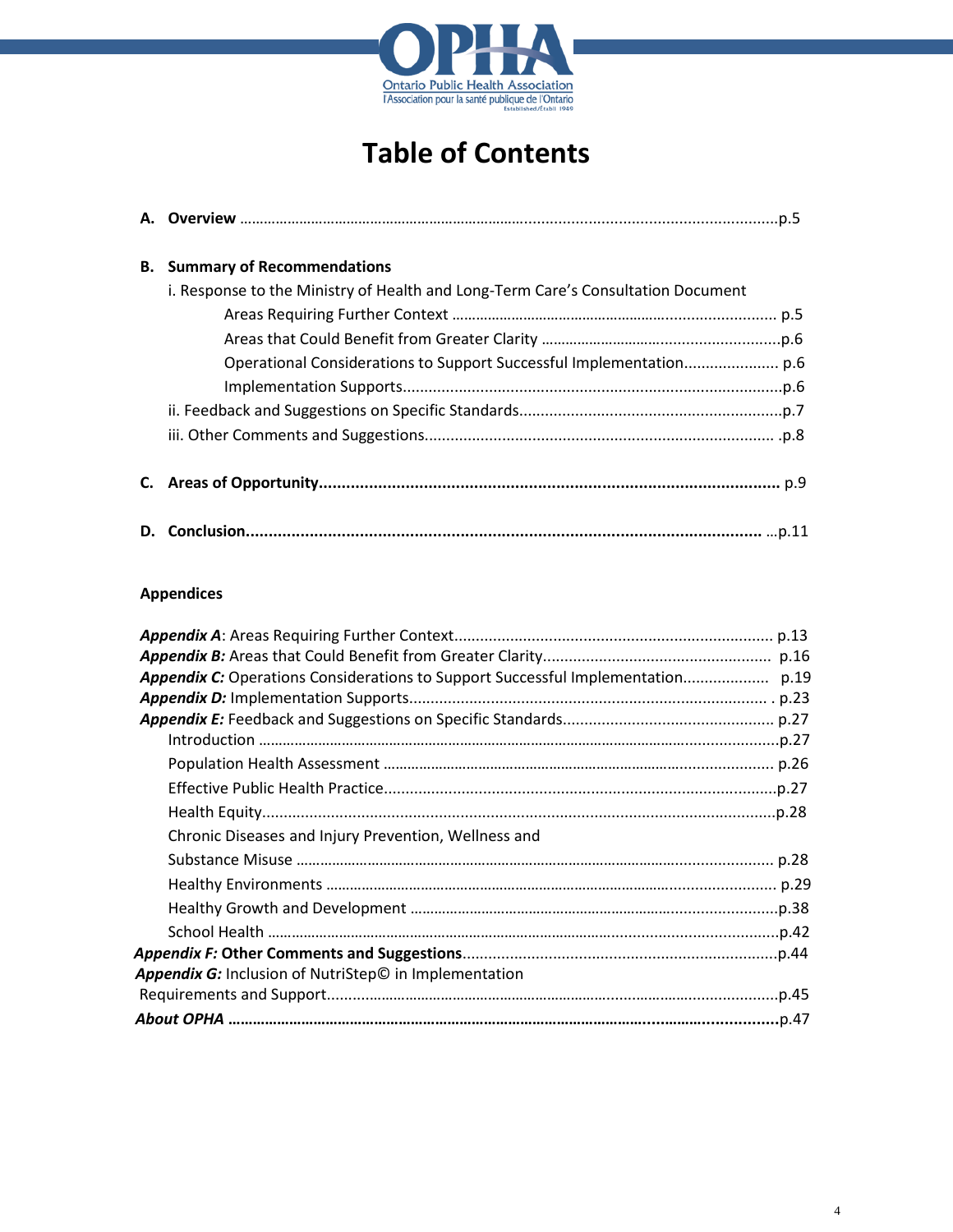# Table of Contents

**A. Overview** .....................................................................................................................p.5

**B. Summary of Recommendations**

i. Response to the Ministry of Health and Long-Term Care's Consultation Document

Areas Requiring Further Context ............................................................................... p.5

Areas that Could Benefit from Greater Clarity ..........................................................p.6

Operational Considerations to Support Successful Implementation...................... p.6

Implementation Supports.........................................................................................p.6

ii. Feedback and Suggestions on Specific Standards.............................................................p.7

iii. Other Comments and Suggestions................................................................................. .p.8

**C. Areas of Opportunity**.................................................................................................... p.9

**D. Conclusion**................................................................................................................ ...p.11

**Appendices**

***Appendix A***: Areas Requiring Further Context......................................................................... p.13

***Appendix B:*** Areas that Could Benefit from Greater Clarity.................................................... p.16

***Appendix C:*** Operations Considerations to Support Successful Implementation................... p.19

***Appendix D:*** Implementation Supports.................................................................................. . p.23

***Appendix E:*** Feedback and Suggestions on Specific Standards................................................ p.27

Introduction .................................................................................................................................p.27

Population Health Assessment ............................................................................................... p.26

Effective Public Health Practice...........................................................................................p.27

Health Equity.......................................................................................................................p.28

Chronic Diseases and Injury Prevention, Wellness and Substance Misuse ..................................................................................................................... p.28

Healthy Environments .............................................................................................................. p.29

Healthy Growth and Development ..........................................................................................p.38

School Health .............................................................................................................................p.42

***Appendix F:* Other Comments and Suggestions**.........................................................................p.44

***Appendix G:*** Inclusion of NutriStep© in Implementation Requirements and Support..............................................................................................................p.45

***About OPHA*** **...................................................................................................................p.47**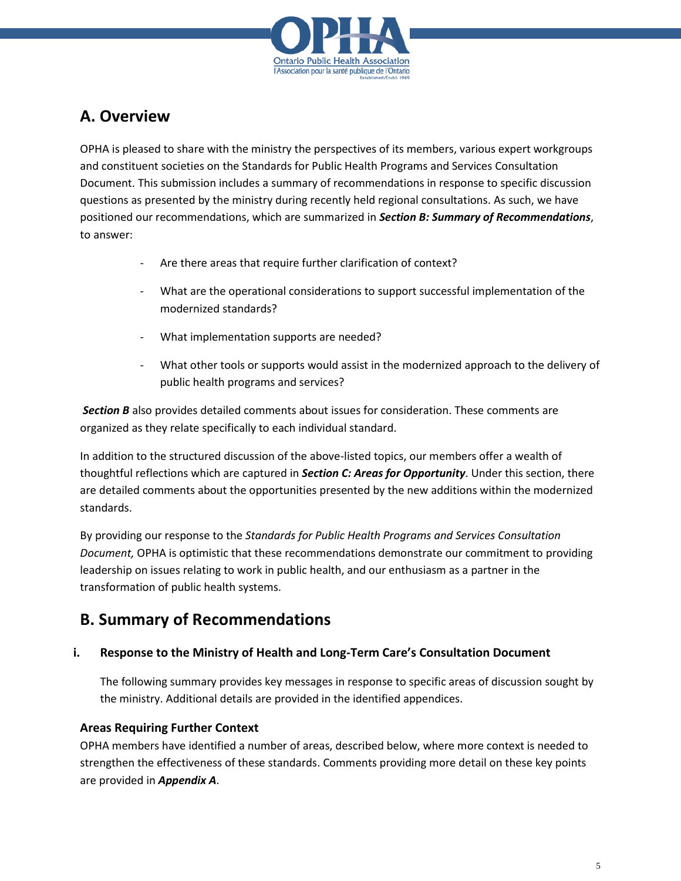## A. Overview

OPHA is pleased to share with the ministry the perspectives of its members, various expert workgroups and constituent societies on the Standards for Public Health Programs and Services Consultation Document. This submission includes a summary of recommendations in response to specific discussion questions as presented by the ministry during recently held regional consultations. As such, we have positioned our recommendations, which are summarized in ***Section B: Summary of Recommendations***, to answer:

- Are there areas that require further clarification of context?
- What are the operational considerations to support successful implementation of the modernized standards?
- What implementation supports are needed?
- What other tools or supports would assist in the modernized approach to the delivery of public health programs and services?

***Section B*** also provides detailed comments about issues for consideration. These comments are organized as they relate specifically to each individual standard.

In addition to the structured discussion of the above-listed topics, our members offer a wealth of thoughtful reflections which are captured in ***Section C: Areas for Opportunity***. Under this section, there are detailed comments about the opportunities presented by the new additions within the modernized standards.

By providing our response to the *Standards for Public Health Programs and Services Consultation Document,* OPHA is optimistic that these recommendations demonstrate our commitment to providing leadership on issues relating to work in public health, and our enthusiasm as a partner in the transformation of public health systems.

## B. Summary of Recommendations

### i. Response to the Ministry of Health and Long-Term Care's Consultation Document

The following summary provides key messages in response to specific areas of discussion sought by the ministry. Additional details are provided in the identified appendices.

#### Areas Requiring Further Context

OPHA members have identified a number of areas, described below, where more context is needed to strengthen the effectiveness of these standards. Comments providing more detail on these key points are provided in ***Appendix A***.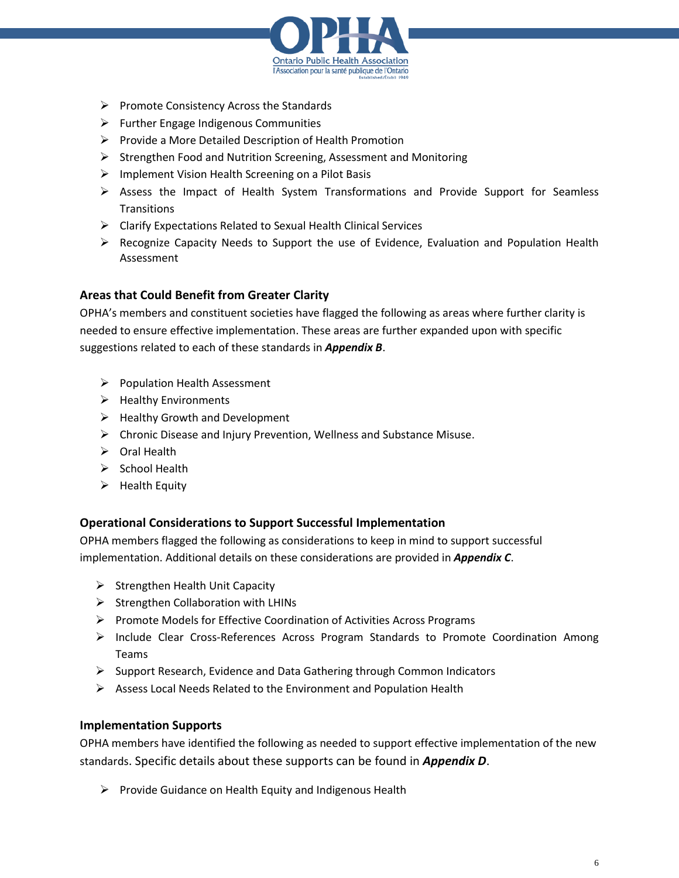- Promote Consistency Across the Standards
- Further Engage Indigenous Communities
- Provide a More Detailed Description of Health Promotion
- Strengthen Food and Nutrition Screening, Assessment and Monitoring
- Implement Vision Health Screening on a Pilot Basis
- Assess the Impact of Health System Transformations and Provide Support for Seamless Transitions
- Clarify Expectations Related to Sexual Health Clinical Services
- Recognize Capacity Needs to Support the use of Evidence, Evaluation and Population Health Assessment

### Areas that Could Benefit from Greater Clarity

OPHA's members and constituent societies have flagged the following as areas where further clarity is needed to ensure effective implementation. These areas are further expanded upon with specific suggestions related to each of these standards in ***Appendix B***.

- Population Health Assessment
- Healthy Environments
- Healthy Growth and Development
- Chronic Disease and Injury Prevention, Wellness and Substance Misuse.
- Oral Health
- School Health
- Health Equity

### Operational Considerations to Support Successful Implementation

OPHA members flagged the following as considerations to keep in mind to support successful implementation. Additional details on these considerations are provided in ***Appendix C***.

- Strengthen Health Unit Capacity
- Strengthen Collaboration with LHINs
- Promote Models for Effective Coordination of Activities Across Programs
- Include Clear Cross-References Across Program Standards to Promote Coordination Among Teams
- Support Research, Evidence and Data Gathering through Common Indicators
- Assess Local Needs Related to the Environment and Population Health

### Implementation Supports

OPHA members have identified the following as needed to support effective implementation of the new standards. Specific details about these supports can be found in ***Appendix D***.

- Provide Guidance on Health Equity and Indigenous Health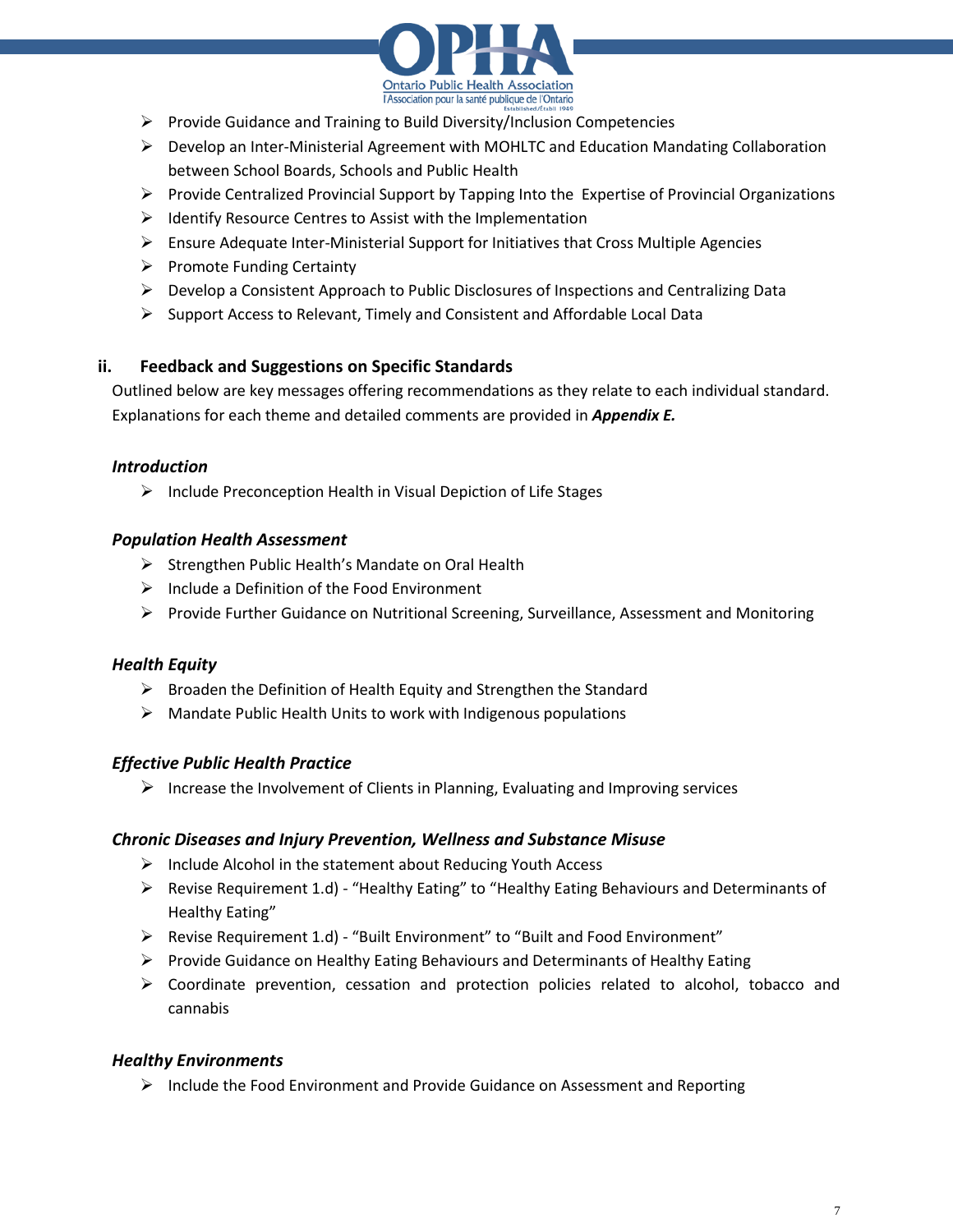- Provide Guidance and Training to Build Diversity/Inclusion Competencies
- Develop an Inter-Ministerial Agreement with MOHLTC and Education Mandating Collaboration between School Boards, Schools and Public Health
- Provide Centralized Provincial Support by Tapping Into the Expertise of Provincial Organizations
- Identify Resource Centres to Assist with the Implementation
- Ensure Adequate Inter-Ministerial Support for Initiatives that Cross Multiple Agencies
- Promote Funding Certainty
- Develop a Consistent Approach to Public Disclosures of Inspections and Centralizing Data
- Support Access to Relevant, Timely and Consistent and Affordable Local Data

### ii. Feedback and Suggestions on Specific Standards

Outlined below are key messages offering recommendations as they relate to each individual standard. Explanations for each theme and detailed comments are provided in ***Appendix E.***

#### *Introduction*

- Include Preconception Health in Visual Depiction of Life Stages

#### *Population Health Assessment*

- Strengthen Public Health's Mandate on Oral Health
- Include a Definition of the Food Environment
- Provide Further Guidance on Nutritional Screening, Surveillance, Assessment and Monitoring

#### *Health Equity*

- Broaden the Definition of Health Equity and Strengthen the Standard
- Mandate Public Health Units to work with Indigenous populations

#### *Effective Public Health Practice*

- Increase the Involvement of Clients in Planning, Evaluating and Improving services

#### *Chronic Diseases and Injury Prevention, Wellness and Substance Misuse*

- Include Alcohol in the statement about Reducing Youth Access
- Revise Requirement 1.d) - "Healthy Eating" to "Healthy Eating Behaviours and Determinants of Healthy Eating"
- Revise Requirement 1.d) - "Built Environment" to "Built and Food Environment"
- Provide Guidance on Healthy Eating Behaviours and Determinants of Healthy Eating
- Coordinate prevention, cessation and protection policies related to alcohol, tobacco and cannabis

#### *Healthy Environments*

- Include the Food Environment and Provide Guidance on Assessment and Reporting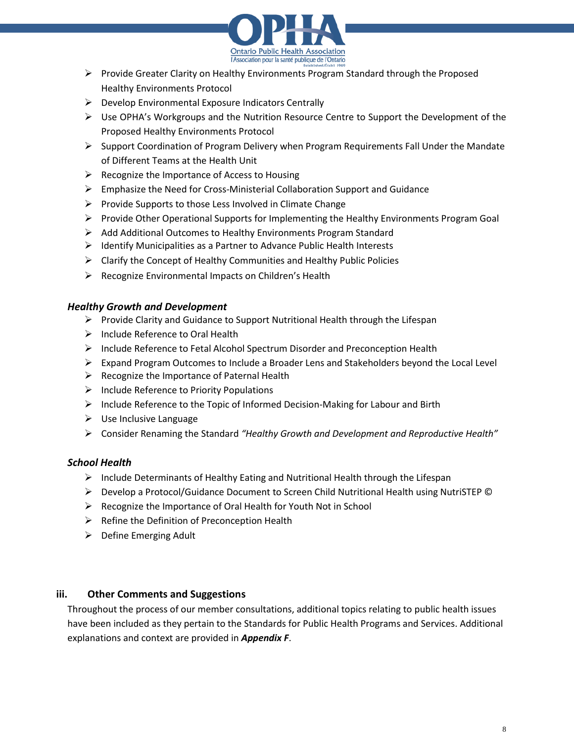- Provide Greater Clarity on Healthy Environments Program Standard through the Proposed Healthy Environments Protocol
- Develop Environmental Exposure Indicators Centrally
- Use OPHA's Workgroups and the Nutrition Resource Centre to Support the Development of the Proposed Healthy Environments Protocol
- Support Coordination of Program Delivery when Program Requirements Fall Under the Mandate of Different Teams at the Health Unit
- Recognize the Importance of Access to Housing
- Emphasize the Need for Cross-Ministerial Collaboration Support and Guidance
- Provide Supports to those Less Involved in Climate Change
- Provide Other Operational Supports for Implementing the Healthy Environments Program Goal
- Add Additional Outcomes to Healthy Environments Program Standard
- Identify Municipalities as a Partner to Advance Public Health Interests
- Clarify the Concept of Healthy Communities and Healthy Public Policies
- Recognize Environmental Impacts on Children's Health

### *Healthy Growth and Development*

- Provide Clarity and Guidance to Support Nutritional Health through the Lifespan
- Include Reference to Oral Health
- Include Reference to Fetal Alcohol Spectrum Disorder and Preconception Health
- Expand Program Outcomes to Include a Broader Lens and Stakeholders beyond the Local Level
- Recognize the Importance of Paternal Health
- Include Reference to Priority Populations
- Include Reference to the Topic of Informed Decision-Making for Labour and Birth
- Use Inclusive Language
- Consider Renaming the Standard *"Healthy Growth and Development and Reproductive Health"*

### *School Health*

- Include Determinants of Healthy Eating and Nutritional Health through the Lifespan
- Develop a Protocol/Guidance Document to Screen Child Nutritional Health using NutriSTEP ©
- Recognize the Importance of Oral Health for Youth Not in School
- Refine the Definition of Preconception Health
- Define Emerging Adult

## iii. Other Comments and Suggestions

Throughout the process of our member consultations, additional topics relating to public health issues have been included as they pertain to the Standards for Public Health Programs and Services. Additional explanations and context are provided in ***Appendix F***.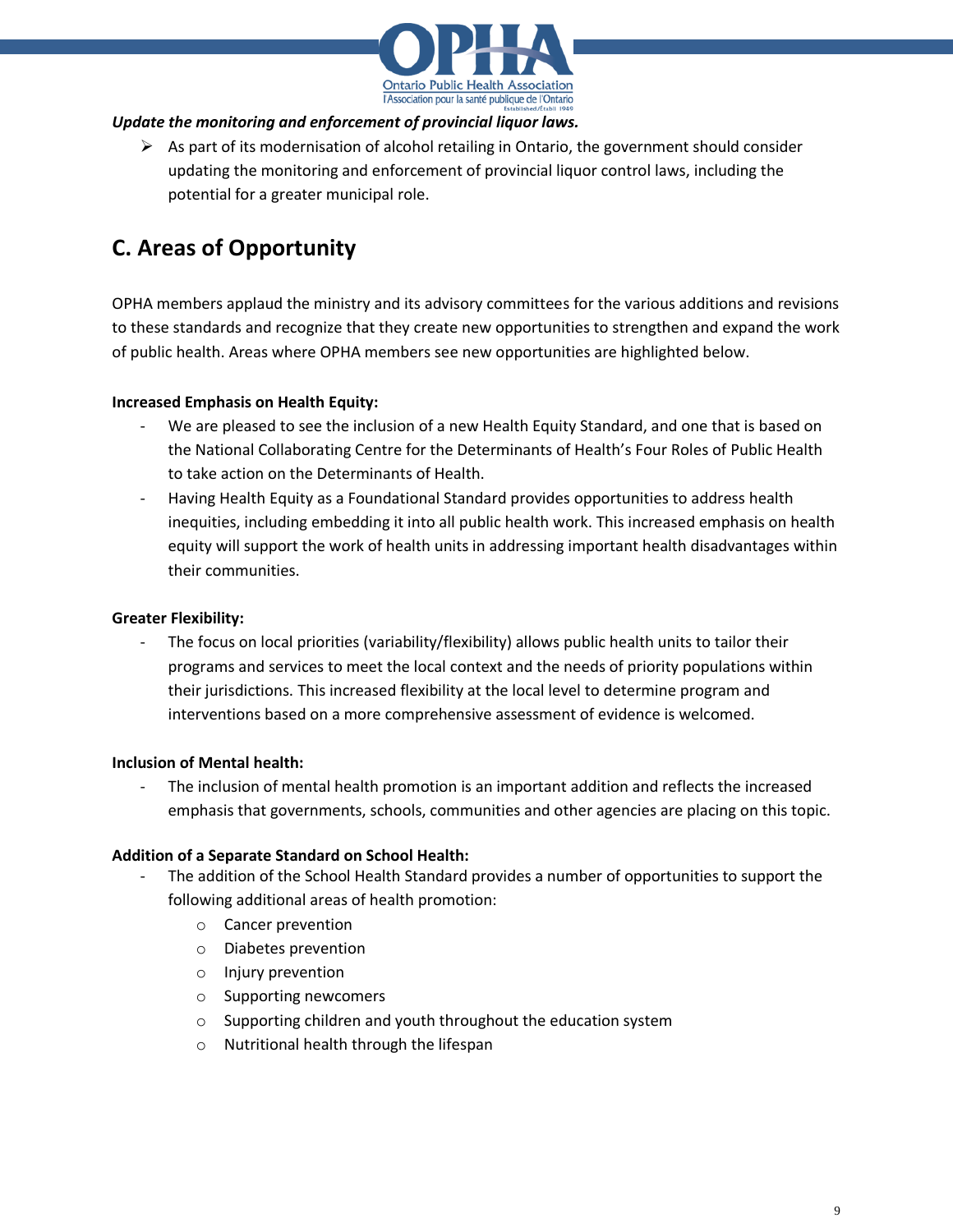***Update the monitoring and enforcement of provincial liquor laws.***

- As part of its modernisation of alcohol retailing in Ontario, the government should consider updating the monitoring and enforcement of provincial liquor control laws, including the potential for a greater municipal role.

## C. Areas of Opportunity

OPHA members applaud the ministry and its advisory committees for the various additions and revisions to these standards and recognize that they create new opportunities to strengthen and expand the work of public health. Areas where OPHA members see new opportunities are highlighted below.

**Increased Emphasis on Health Equity:**

- We are pleased to see the inclusion of a new Health Equity Standard, and one that is based on the National Collaborating Centre for the Determinants of Health's Four Roles of Public Health to take action on the Determinants of Health.
- Having Health Equity as a Foundational Standard provides opportunities to address health inequities, including embedding it into all public health work. This increased emphasis on health equity will support the work of health units in addressing important health disadvantages within their communities.

**Greater Flexibility:**

- The focus on local priorities (variability/flexibility) allows public health units to tailor their programs and services to meet the local context and the needs of priority populations within their jurisdictions. This increased flexibility at the local level to determine program and interventions based on a more comprehensive assessment of evidence is welcomed.

**Inclusion of Mental health:**

- The inclusion of mental health promotion is an important addition and reflects the increased emphasis that governments, schools, communities and other agencies are placing on this topic.

**Addition of a Separate Standard on School Health:**

- The addition of the School Health Standard provides a number of opportunities to support the following additional areas of health promotion:
  - Cancer prevention
  - Diabetes prevention
  - Injury prevention
  - Supporting newcomers
  - Supporting children and youth throughout the education system
  - Nutritional health through the lifespan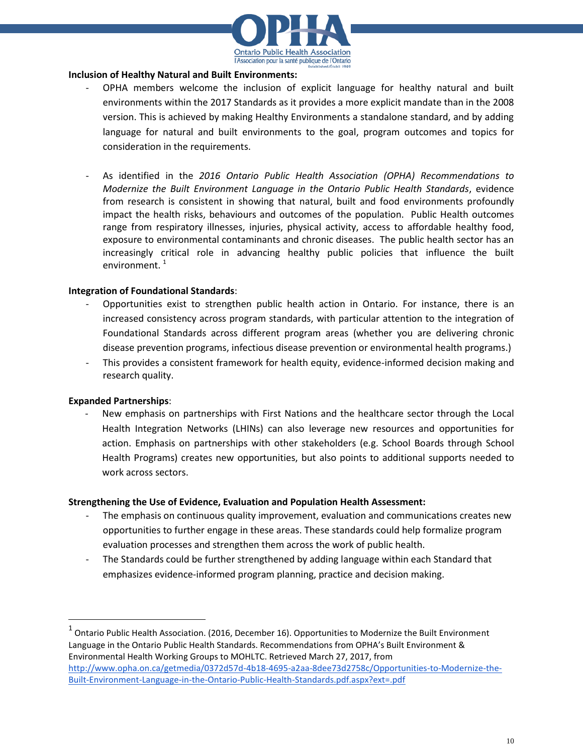**Inclusion of Healthy Natural and Built Environments:**

- OPHA members welcome the inclusion of explicit language for healthy natural and built environments within the 2017 Standards as it provides a more explicit mandate than in the 2008 version. This is achieved by making Healthy Environments a standalone standard, and by adding language for natural and built environments to the goal, program outcomes and topics for consideration in the requirements.

- As identified in the *2016 Ontario Public Health Association (OPHA) Recommendations to Modernize the Built Environment Language in the Ontario Public Health Standards*, evidence from research is consistent in showing that natural, built and food environments profoundly impact the health risks, behaviours and outcomes of the population. Public Health outcomes range from respiratory illnesses, injuries, physical activity, access to affordable healthy food, exposure to environmental contaminants and chronic diseases. The public health sector has an increasingly critical role in advancing healthy public policies that influence the built environment. [1]

**Integration of Foundational Standards**:

- Opportunities exist to strengthen public health action in Ontario. For instance, there is an increased consistency across program standards, with particular attention to the integration of Foundational Standards across different program areas (whether you are delivering chronic disease prevention programs, infectious disease prevention or environmental health programs.)
- This provides a consistent framework for health equity, evidence-informed decision making and research quality.

**Expanded Partnerships**:

- New emphasis on partnerships with First Nations and the healthcare sector through the Local Health Integration Networks (LHINs) can also leverage new resources and opportunities for action. Emphasis on partnerships with other stakeholders (e.g. School Boards through School Health Programs) creates new opportunities, but also points to additional supports needed to work across sectors.

**Strengthening the Use of Evidence, Evaluation and Population Health Assessment:**

- The emphasis on continuous quality improvement, evaluation and communications creates new opportunities to further engage in these areas. These standards could help formalize program evaluation processes and strengthen them across the work of public health.
- The Standards could be further strengthened by adding language within each Standard that emphasizes evidence-informed program planning, practice and decision making.

---

[1] Ontario Public Health Association. (2016, December 16). Opportunities to Modernize the Built Environment Language in the Ontario Public Health Standards. Recommendations from OPHA's Built Environment & Environmental Health Working Groups to MOHLTC. Retrieved March 27, 2017, from http://www.opha.on.ca/getmedia/0372d57d-4b18-4695-a2aa-8dee73d2758c/Opportunities-to-Modernize-the-Built-Environment-Language-in-the-Ontario-Public-Health-Standards.pdf.aspx?ext=.pdf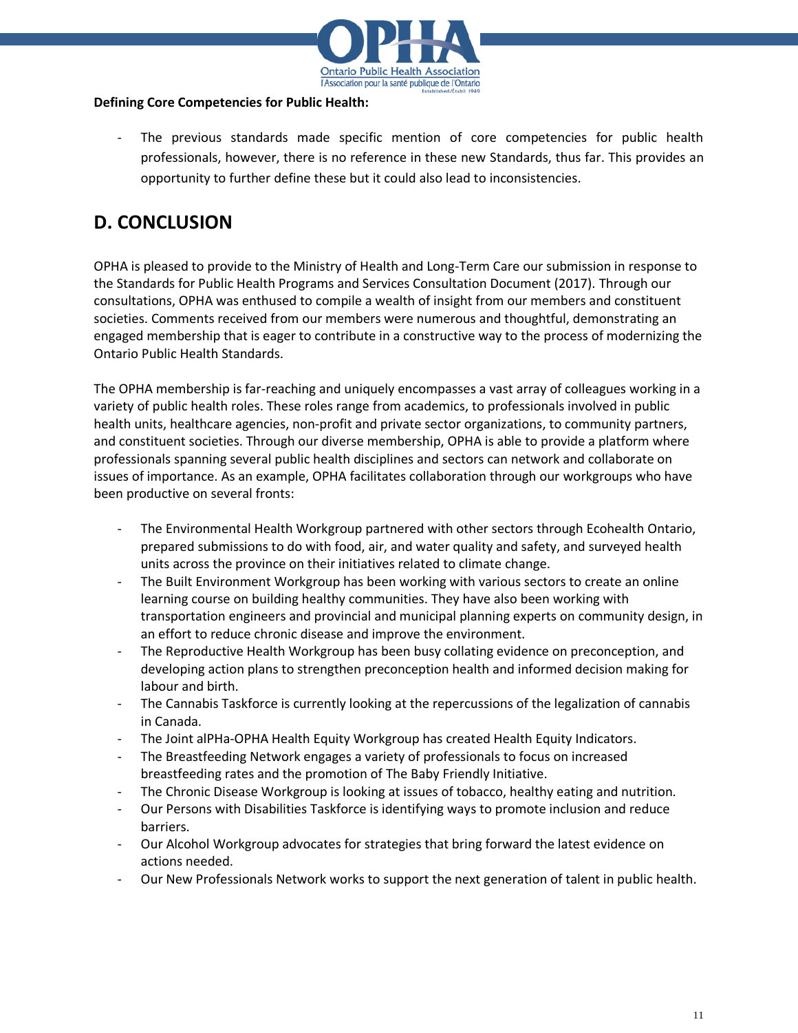**Defining Core Competencies for Public Health:**

- The previous standards made specific mention of core competencies for public health professionals, however, there is no reference in these new Standards, thus far. This provides an opportunity to further define these but it could also lead to inconsistencies.

## D. CONCLUSION

OPHA is pleased to provide to the Ministry of Health and Long-Term Care our submission in response to the Standards for Public Health Programs and Services Consultation Document (2017). Through our consultations, OPHA was enthused to compile a wealth of insight from our members and constituent societies. Comments received from our members were numerous and thoughtful, demonstrating an engaged membership that is eager to contribute in a constructive way to the process of modernizing the Ontario Public Health Standards.

The OPHA membership is far-reaching and uniquely encompasses a vast array of colleagues working in a variety of public health roles. These roles range from academics, to professionals involved in public health units, healthcare agencies, non-profit and private sector organizations, to community partners, and constituent societies. Through our diverse membership, OPHA is able to provide a platform where professionals spanning several public health disciplines and sectors can network and collaborate on issues of importance. As an example, OPHA facilitates collaboration through our workgroups who have been productive on several fronts:

- The Environmental Health Workgroup partnered with other sectors through Ecohealth Ontario, prepared submissions to do with food, air, and water quality and safety, and surveyed health units across the province on their initiatives related to climate change.
- The Built Environment Workgroup has been working with various sectors to create an online learning course on building healthy communities. They have also been working with transportation engineers and provincial and municipal planning experts on community design, in an effort to reduce chronic disease and improve the environment.
- The Reproductive Health Workgroup has been busy collating evidence on preconception, and developing action plans to strengthen preconception health and informed decision making for labour and birth.
- The Cannabis Taskforce is currently looking at the repercussions of the legalization of cannabis in Canada.
- The Joint alPHa-OPHA Health Equity Workgroup has created Health Equity Indicators.
- The Breastfeeding Network engages a variety of professionals to focus on increased breastfeeding rates and the promotion of The Baby Friendly Initiative.
- The Chronic Disease Workgroup is looking at issues of tobacco, healthy eating and nutrition.
- Our Persons with Disabilities Taskforce is identifying ways to promote inclusion and reduce barriers.
- Our Alcohol Workgroup advocates for strategies that bring forward the latest evidence on actions needed.
- Our New Professionals Network works to support the next generation of talent in public health.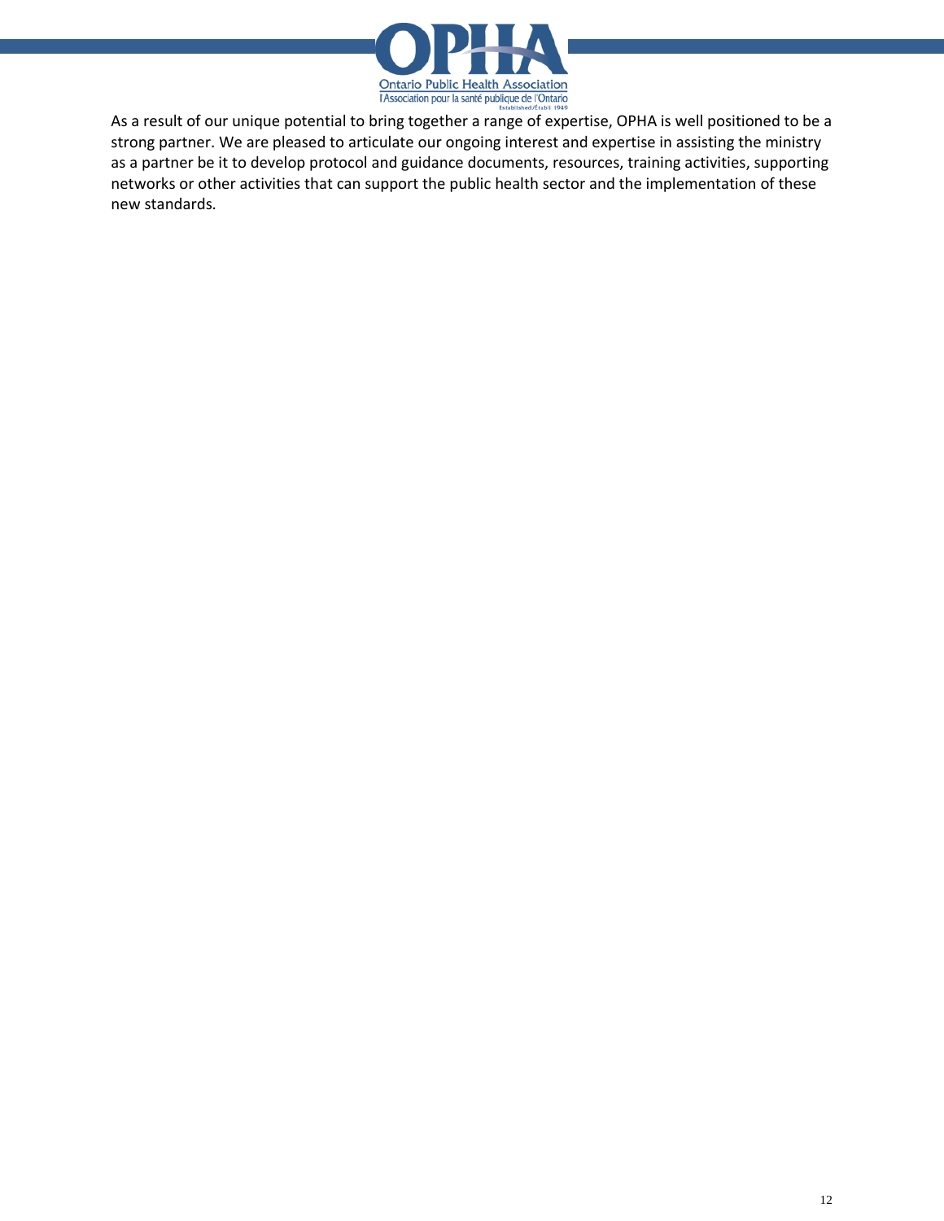As a result of our unique potential to bring together a range of expertise, OPHA is well positioned to be a strong partner. We are pleased to articulate our ongoing interest and expertise in assisting the ministry as a partner be it to develop protocol and guidance documents, resources, training activities, supporting networks or other activities that can support the public health sector and the implementation of these new standards.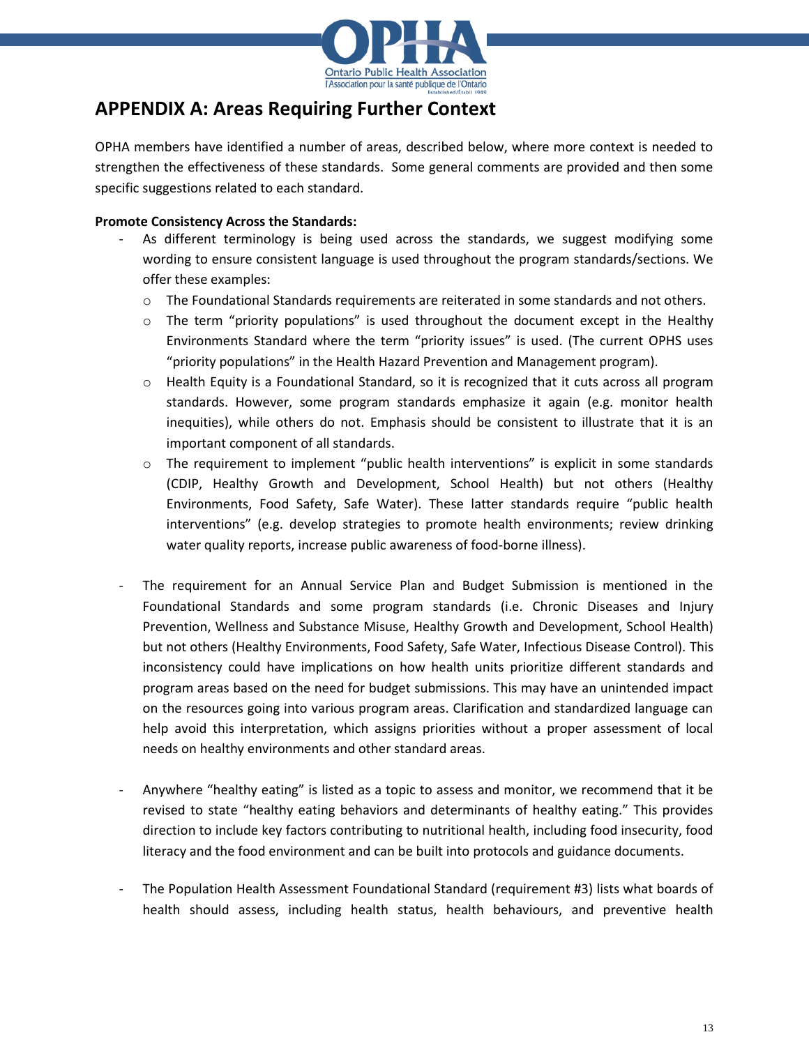## APPENDIX A: Areas Requiring Further Context

OPHA members have identified a number of areas, described below, where more context is needed to strengthen the effectiveness of these standards. Some general comments are provided and then some specific suggestions related to each standard.

**Promote Consistency Across the Standards:**

- As different terminology is being used across the standards, we suggest modifying some wording to ensure consistent language is used throughout the program standards/sections. We offer these examples:
  - The Foundational Standards requirements are reiterated in some standards and not others.
  - The term "priority populations" is used throughout the document except in the Healthy Environments Standard where the term "priority issues" is used. (The current OPHS uses "priority populations" in the Health Hazard Prevention and Management program).
  - Health Equity is a Foundational Standard, so it is recognized that it cuts across all program standards. However, some program standards emphasize it again (e.g. monitor health inequities), while others do not. Emphasis should be consistent to illustrate that it is an important component of all standards.
  - The requirement to implement "public health interventions" is explicit in some standards (CDIP, Healthy Growth and Development, School Health) but not others (Healthy Environments, Food Safety, Safe Water). These latter standards require "public health interventions" (e.g. develop strategies to promote health environments; review drinking water quality reports, increase public awareness of food-borne illness).

- The requirement for an Annual Service Plan and Budget Submission is mentioned in the Foundational Standards and some program standards (i.e. Chronic Diseases and Injury Prevention, Wellness and Substance Misuse, Healthy Growth and Development, School Health) but not others (Healthy Environments, Food Safety, Safe Water, Infectious Disease Control). This inconsistency could have implications on how health units prioritize different standards and program areas based on the need for budget submissions. This may have an unintended impact on the resources going into various program areas. Clarification and standardized language can help avoid this interpretation, which assigns priorities without a proper assessment of local needs on healthy environments and other standard areas.

- Anywhere "healthy eating" is listed as a topic to assess and monitor, we recommend that it be revised to state "healthy eating behaviors and determinants of healthy eating." This provides direction to include key factors contributing to nutritional health, including food insecurity, food literacy and the food environment and can be built into protocols and guidance documents.

- The Population Health Assessment Foundational Standard (requirement #3) lists what boards of health should assess, including health status, health behaviours, and preventive health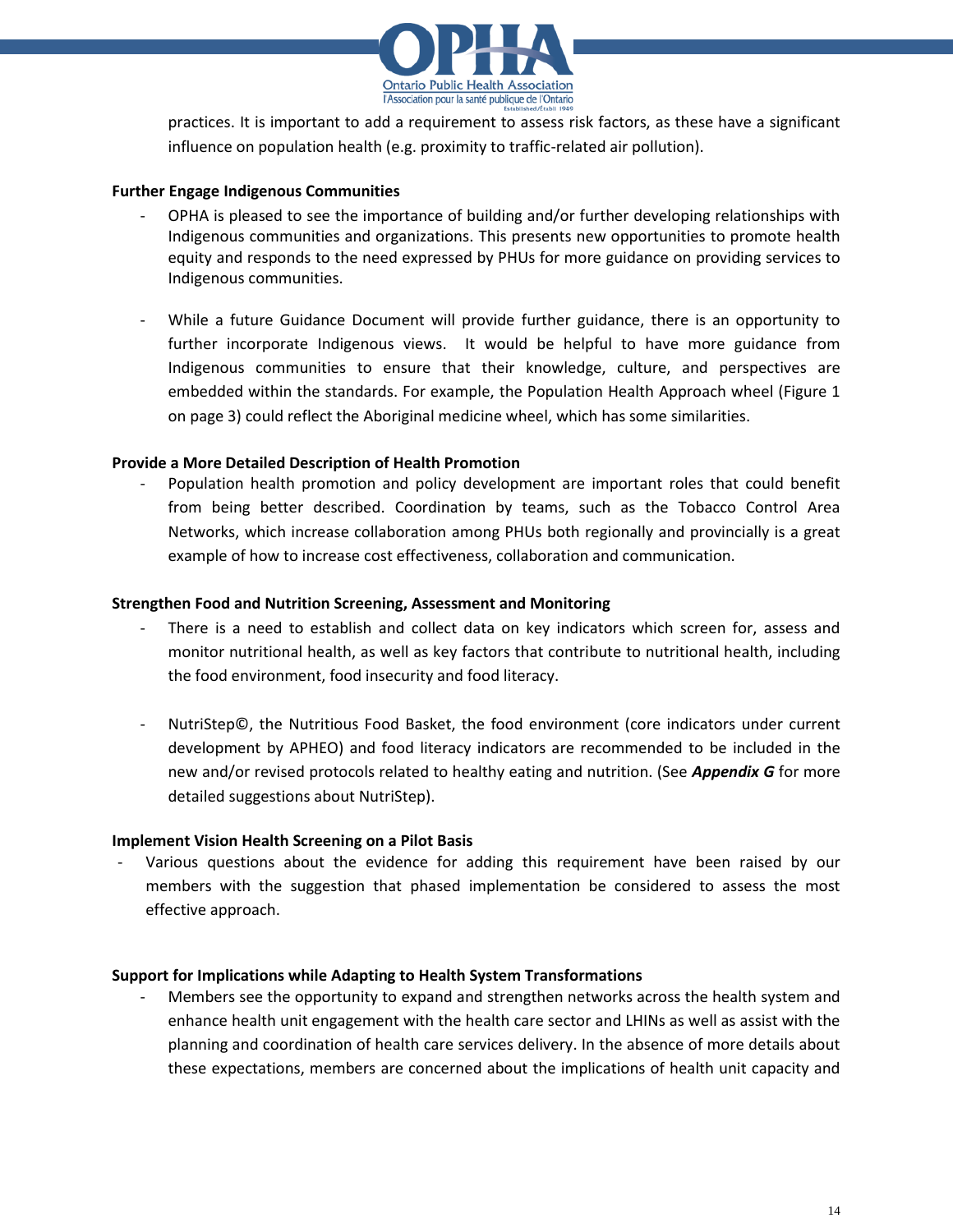practices. It is important to add a requirement to assess risk factors, as these have a significant influence on population health (e.g. proximity to traffic-related air pollution).

**Further Engage Indigenous Communities**

- OPHA is pleased to see the importance of building and/or further developing relationships with Indigenous communities and organizations. This presents new opportunities to promote health equity and responds to the need expressed by PHUs for more guidance on providing services to Indigenous communities.

- While a future Guidance Document will provide further guidance, there is an opportunity to further incorporate Indigenous views. It would be helpful to have more guidance from Indigenous communities to ensure that their knowledge, culture, and perspectives are embedded within the standards. For example, the Population Health Approach wheel (Figure 1 on page 3) could reflect the Aboriginal medicine wheel, which has some similarities.

**Provide a More Detailed Description of Health Promotion**

- Population health promotion and policy development are important roles that could benefit from being better described. Coordination by teams, such as the Tobacco Control Area Networks, which increase collaboration among PHUs both regionally and provincially is a great example of how to increase cost effectiveness, collaboration and communication.

**Strengthen Food and Nutrition Screening, Assessment and Monitoring**

- There is a need to establish and collect data on key indicators which screen for, assess and monitor nutritional health, as well as key factors that contribute to nutritional health, including the food environment, food insecurity and food literacy.

- NutriStep©, the Nutritious Food Basket, the food environment (core indicators under current development by APHEO) and food literacy indicators are recommended to be included in the new and/or revised protocols related to healthy eating and nutrition. (See ***Appendix G*** for more detailed suggestions about NutriStep).

**Implement Vision Health Screening on a Pilot Basis**

- Various questions about the evidence for adding this requirement have been raised by our members with the suggestion that phased implementation be considered to assess the most effective approach.

**Support for Implications while Adapting to Health System Transformations**

- Members see the opportunity to expand and strengthen networks across the health system and enhance health unit engagement with the health care sector and LHINs as well as assist with the planning and coordination of health care services delivery. In the absence of more details about these expectations, members are concerned about the implications of health unit capacity and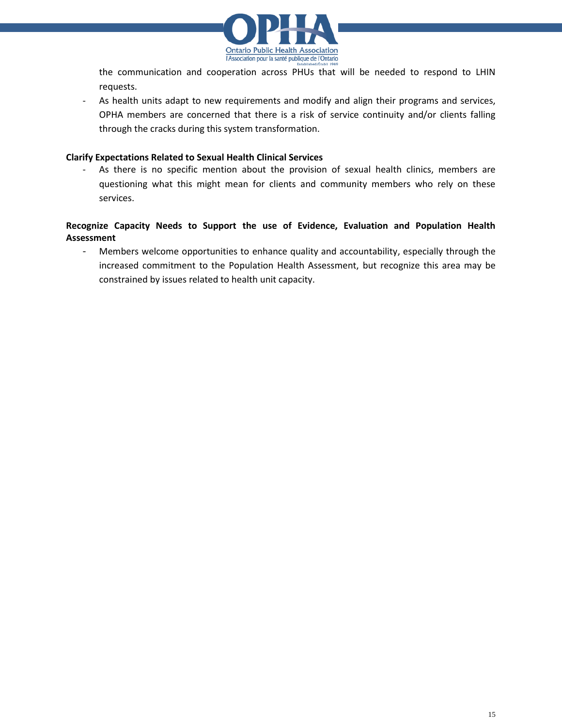the communication and cooperation across PHUs that will be needed to respond to LHIN requests.

- As health units adapt to new requirements and modify and align their programs and services, OPHA members are concerned that there is a risk of service continuity and/or clients falling through the cracks during this system transformation.

**Clarify Expectations Related to Sexual Health Clinical Services**

- As there is no specific mention about the provision of sexual health clinics, members are questioning what this might mean for clients and community members who rely on these services.

**Recognize Capacity Needs to Support the use of Evidence, Evaluation and Population Health Assessment**

- Members welcome opportunities to enhance quality and accountability, especially through the increased commitment to the Population Health Assessment, but recognize this area may be constrained by issues related to health unit capacity.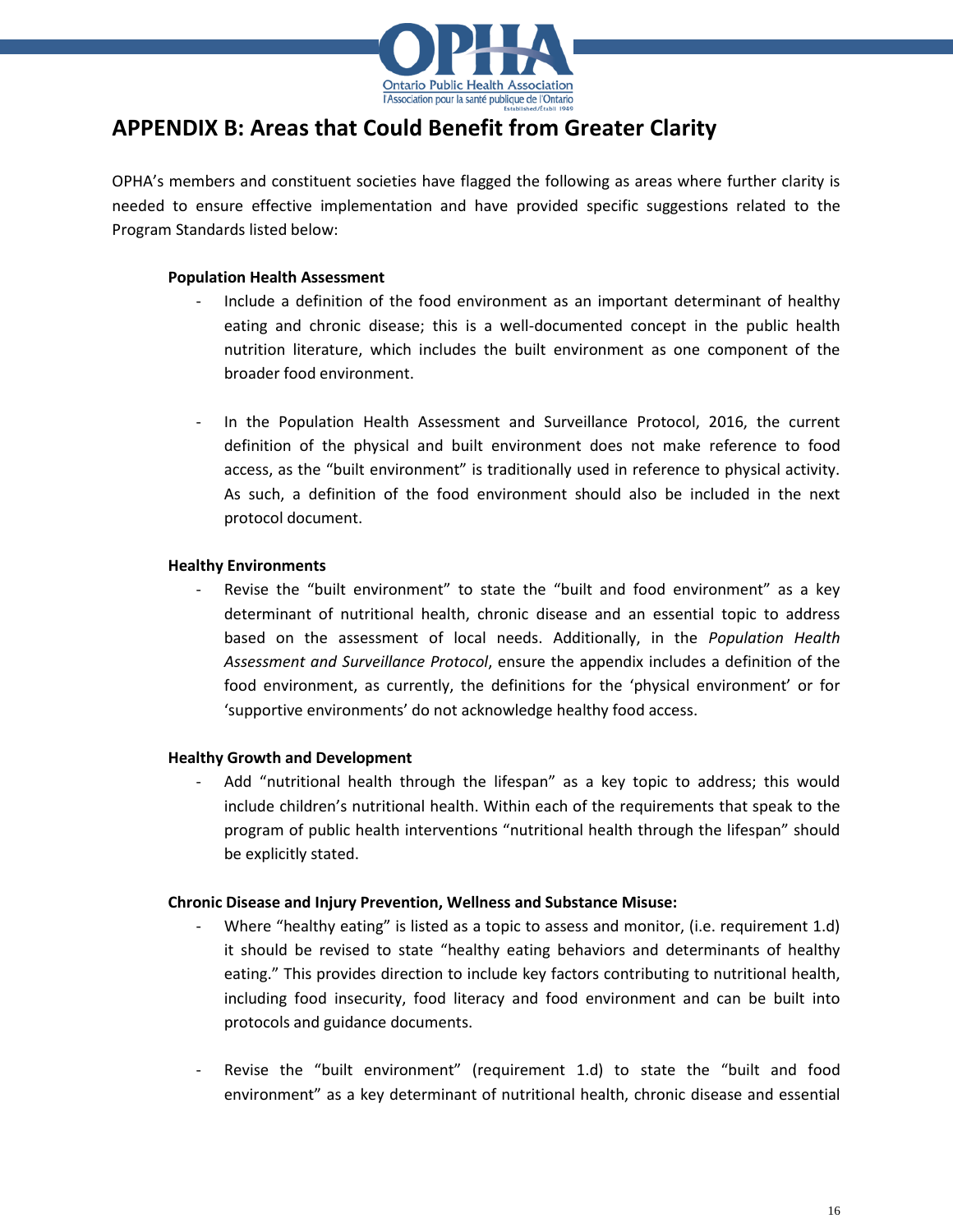## APPENDIX B: Areas that Could Benefit from Greater Clarity

OPHA's members and constituent societies have flagged the following as areas where further clarity is needed to ensure effective implementation and have provided specific suggestions related to the Program Standards listed below:

**Population Health Assessment**

- Include a definition of the food environment as an important determinant of healthy eating and chronic disease; this is a well-documented concept in the public health nutrition literature, which includes the built environment as one component of the broader food environment.

- In the Population Health Assessment and Surveillance Protocol, 2016, the current definition of the physical and built environment does not make reference to food access, as the "built environment" is traditionally used in reference to physical activity. As such, a definition of the food environment should also be included in the next protocol document.

**Healthy Environments**

- Revise the "built environment" to state the "built and food environment" as a key determinant of nutritional health, chronic disease and an essential topic to address based on the assessment of local needs. Additionally, in the *Population Health Assessment and Surveillance Protocol*, ensure the appendix includes a definition of the food environment, as currently, the definitions for the 'physical environment' or for 'supportive environments' do not acknowledge healthy food access.

**Healthy Growth and Development**

- Add "nutritional health through the lifespan" as a key topic to address; this would include children's nutritional health. Within each of the requirements that speak to the program of public health interventions "nutritional health through the lifespan" should be explicitly stated.

**Chronic Disease and Injury Prevention, Wellness and Substance Misuse:**

- Where "healthy eating" is listed as a topic to assess and monitor, (i.e. requirement 1.d) it should be revised to state "healthy eating behaviors and determinants of healthy eating." This provides direction to include key factors contributing to nutritional health, including food insecurity, food literacy and food environment and can be built into protocols and guidance documents.

- Revise the "built environment" (requirement 1.d) to state the "built and food environment" as a key determinant of nutritional health, chronic disease and essential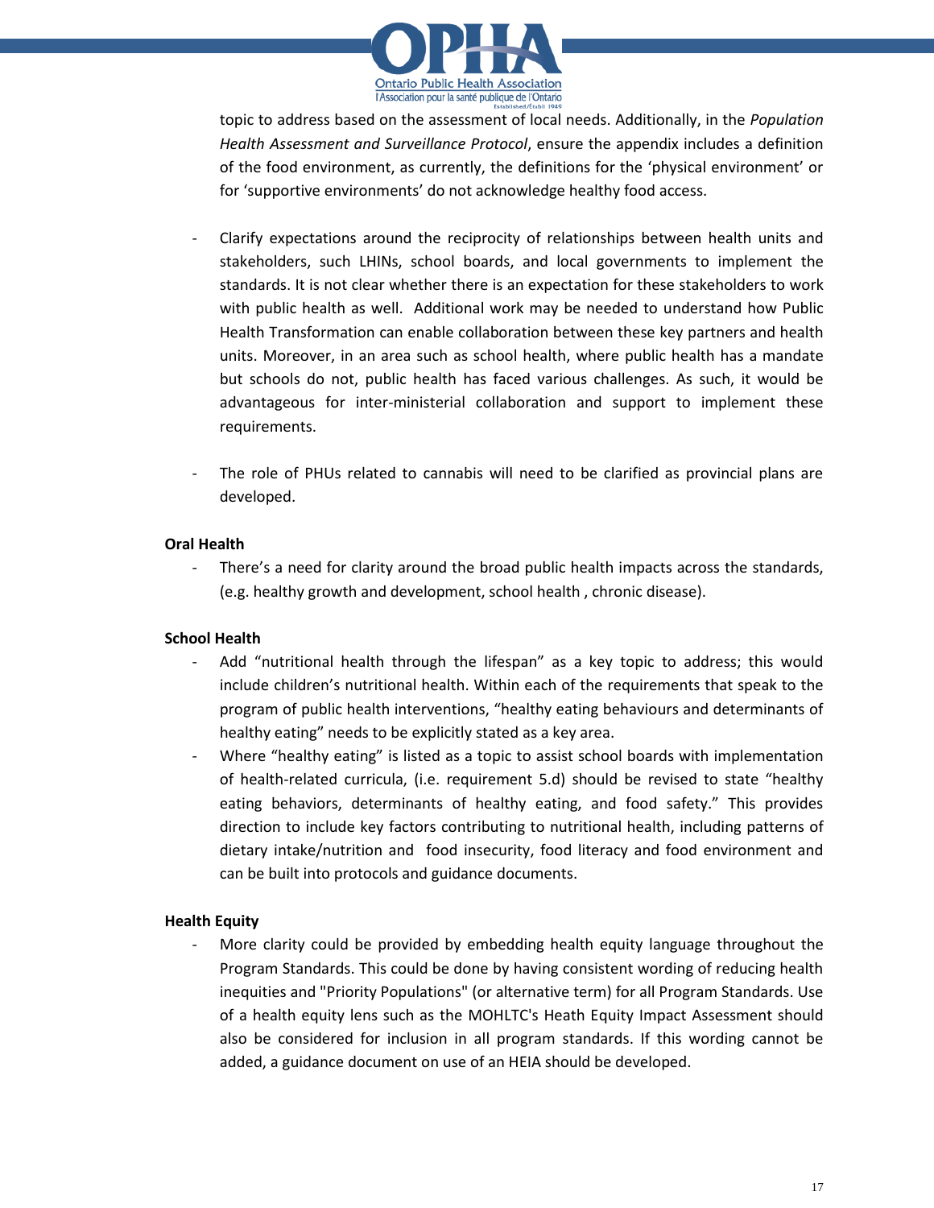topic to address based on the assessment of local needs. Additionally, in the *Population Health Assessment and Surveillance Protocol*, ensure the appendix includes a definition of the food environment, as currently, the definitions for the 'physical environment' or for 'supportive environments' do not acknowledge healthy food access.

- Clarify expectations around the reciprocity of relationships between health units and stakeholders, such LHINs, school boards, and local governments to implement the standards. It is not clear whether there is an expectation for these stakeholders to work with public health as well. Additional work may be needed to understand how Public Health Transformation can enable collaboration between these key partners and health units. Moreover, in an area such as school health, where public health has a mandate but schools do not, public health has faced various challenges. As such, it would be advantageous for inter-ministerial collaboration and support to implement these requirements.

- The role of PHUs related to cannabis will need to be clarified as provincial plans are developed.

**Oral Health**

- There's a need for clarity around the broad public health impacts across the standards, (e.g. healthy growth and development, school health , chronic disease).

**School Health**

- Add "nutritional health through the lifespan" as a key topic to address; this would include children's nutritional health. Within each of the requirements that speak to the program of public health interventions, "healthy eating behaviours and determinants of healthy eating" needs to be explicitly stated as a key area.
- Where "healthy eating" is listed as a topic to assist school boards with implementation of health-related curricula, (i.e. requirement 5.d) should be revised to state "healthy eating behaviors, determinants of healthy eating, and food safety." This provides direction to include key factors contributing to nutritional health, including patterns of dietary intake/nutrition and food insecurity, food literacy and food environment and can be built into protocols and guidance documents.

**Health Equity**

- More clarity could be provided by embedding health equity language throughout the Program Standards. This could be done by having consistent wording of reducing health inequities and "Priority Populations" (or alternative term) for all Program Standards. Use of a health equity lens such as the MOHLTC's Heath Equity Impact Assessment should also be considered for inclusion in all program standards. If this wording cannot be added, a guidance document on use of an HEIA should be developed.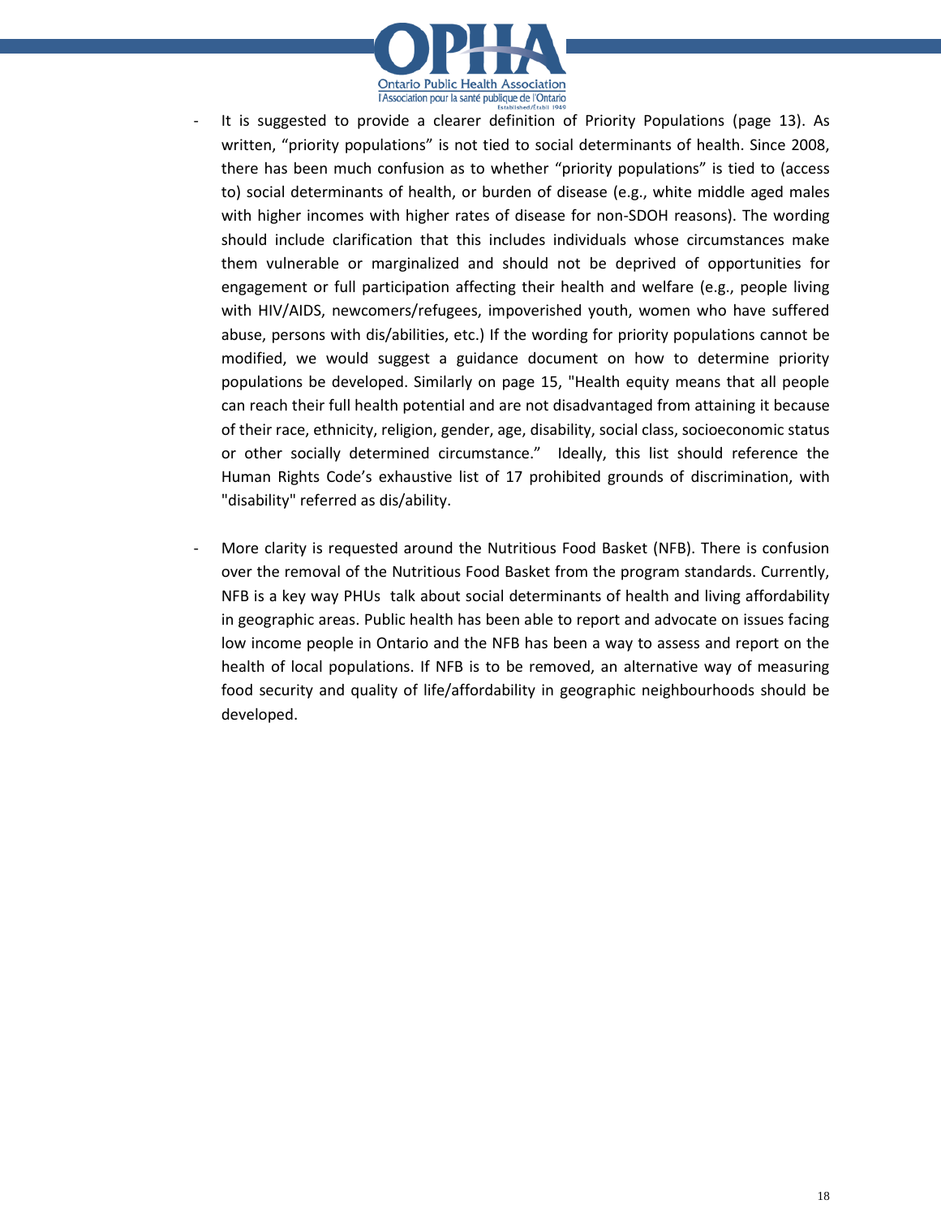- It is suggested to provide a clearer definition of Priority Populations (page 13). As written, "priority populations" is not tied to social determinants of health. Since 2008, there has been much confusion as to whether "priority populations" is tied to (access to) social determinants of health, or burden of disease (e.g., white middle aged males with higher incomes with higher rates of disease for non-SDOH reasons). The wording should include clarification that this includes individuals whose circumstances make them vulnerable or marginalized and should not be deprived of opportunities for engagement or full participation affecting their health and welfare (e.g., people living with HIV/AIDS, newcomers/refugees, impoverished youth, women who have suffered abuse, persons with dis/abilities, etc.) If the wording for priority populations cannot be modified, we would suggest a guidance document on how to determine priority populations be developed. Similarly on page 15, "Health equity means that all people can reach their full health potential and are not disadvantaged from attaining it because of their race, ethnicity, religion, gender, age, disability, social class, socioeconomic status or other socially determined circumstance." Ideally, this list should reference the Human Rights Code's exhaustive list of 17 prohibited grounds of discrimination, with "disability" referred as dis/ability.

- More clarity is requested around the Nutritious Food Basket (NFB). There is confusion over the removal of the Nutritious Food Basket from the program standards. Currently, NFB is a key way PHUs talk about social determinants of health and living affordability in geographic areas. Public health has been able to report and advocate on issues facing low income people in Ontario and the NFB has been a way to assess and report on the health of local populations. If NFB is to be removed, an alternative way of measuring food security and quality of life/affordability in geographic neighbourhoods should be developed.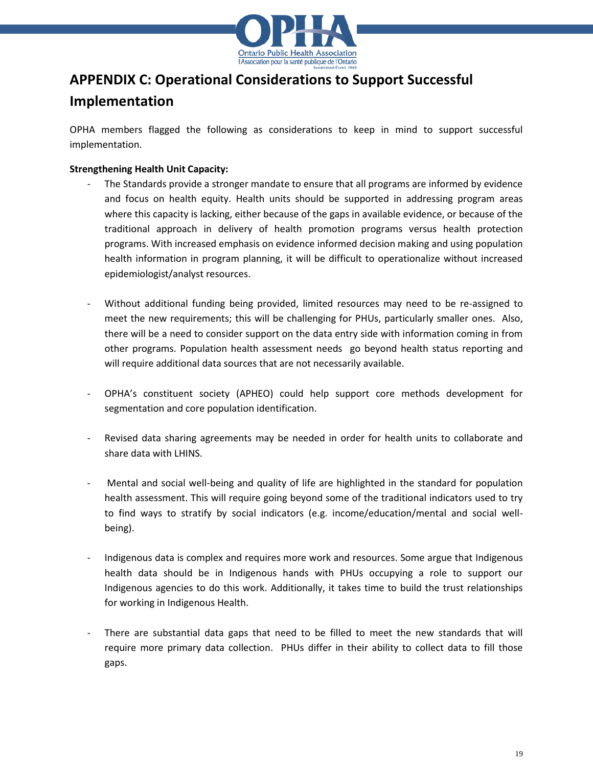## APPENDIX C: Operational Considerations to Support Successful Implementation

OPHA members flagged the following as considerations to keep in mind to support successful implementation.

**Strengthening Health Unit Capacity:**

- The Standards provide a stronger mandate to ensure that all programs are informed by evidence and focus on health equity. Health units should be supported in addressing program areas where this capacity is lacking, either because of the gaps in available evidence, or because of the traditional approach in delivery of health promotion programs versus health protection programs. With increased emphasis on evidence informed decision making and using population health information in program planning, it will be difficult to operationalize without increased epidemiologist/analyst resources.

- Without additional funding being provided, limited resources may need to be re-assigned to meet the new requirements; this will be challenging for PHUs, particularly smaller ones. Also, there will be a need to consider support on the data entry side with information coming in from other programs. Population health assessment needs go beyond health status reporting and will require additional data sources that are not necessarily available.

- OPHA's constituent society (APHEO) could help support core methods development for segmentation and core population identification.

- Revised data sharing agreements may be needed in order for health units to collaborate and share data with LHINS.

- Mental and social well-being and quality of life are highlighted in the standard for population health assessment. This will require going beyond some of the traditional indicators used to try to find ways to stratify by social indicators (e.g. income/education/mental and social well-being).

- Indigenous data is complex and requires more work and resources. Some argue that Indigenous health data should be in Indigenous hands with PHUs occupying a role to support our Indigenous agencies to do this work. Additionally, it takes time to build the trust relationships for working in Indigenous Health.

- There are substantial data gaps that need to be filled to meet the new standards that will require more primary data collection. PHUs differ in their ability to collect data to fill those gaps.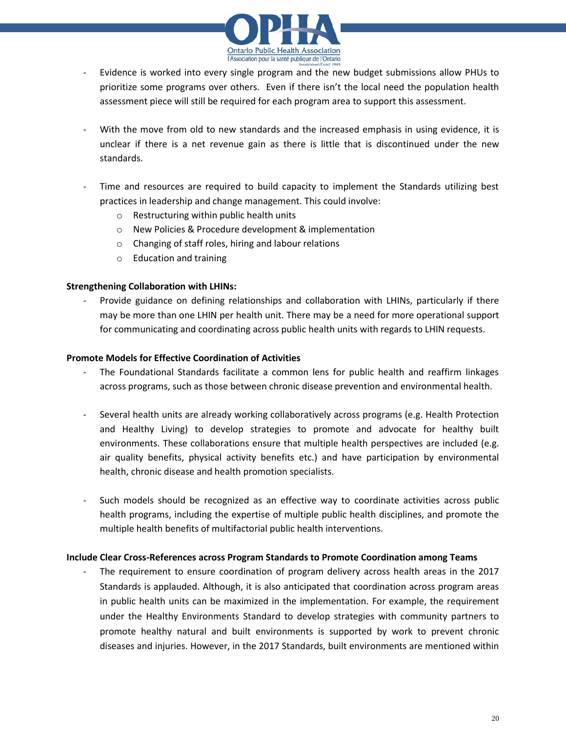- Evidence is worked into every single program and the new budget submissions allow PHUs to prioritize some programs over others. Even if there isn't the local need the population health assessment piece will still be required for each program area to support this assessment.

- With the move from old to new standards and the increased emphasis in using evidence, it is unclear if there is a net revenue gain as there is little that is discontinued under the new standards.

- Time and resources are required to build capacity to implement the Standards utilizing best practices in leadership and change management. This could involve:
  - Restructuring within public health units
  - New Policies & Procedure development & implementation
  - Changing of staff roles, hiring and labour relations
  - Education and training

**Strengthening Collaboration with LHINs:**

- Provide guidance on defining relationships and collaboration with LHINs, particularly if there may be more than one LHIN per health unit. There may be a need for more operational support for communicating and coordinating across public health units with regards to LHIN requests.

**Promote Models for Effective Coordination of Activities**

- The Foundational Standards facilitate a common lens for public health and reaffirm linkages across programs, such as those between chronic disease prevention and environmental health.

- Several health units are already working collaboratively across programs (e.g. Health Protection and Healthy Living) to develop strategies to promote and advocate for healthy built environments. These collaborations ensure that multiple health perspectives are included (e.g. air quality benefits, physical activity benefits etc.) and have participation by environmental health, chronic disease and health promotion specialists.

- Such models should be recognized as an effective way to coordinate activities across public health programs, including the expertise of multiple public health disciplines, and promote the multiple health benefits of multifactorial public health interventions.

**Include Clear Cross-References across Program Standards to Promote Coordination among Teams**

- The requirement to ensure coordination of program delivery across health areas in the 2017 Standards is applauded. Although, it is also anticipated that coordination across program areas in public health units can be maximized in the implementation. For example, the requirement under the Healthy Environments Standard to develop strategies with community partners to promote healthy natural and built environments is supported by work to prevent chronic diseases and injuries. However, in the 2017 Standards, built environments are mentioned within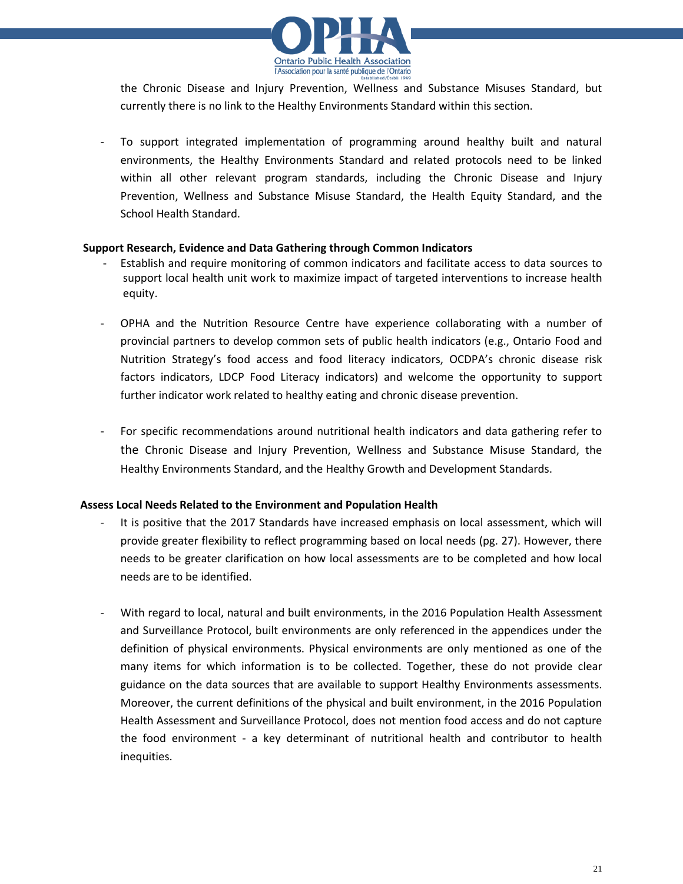the Chronic Disease and Injury Prevention, Wellness and Substance Misuses Standard, but currently there is no link to the Healthy Environments Standard within this section.

- To support integrated implementation of programming around healthy built and natural environments, the Healthy Environments Standard and related protocols need to be linked within all other relevant program standards, including the Chronic Disease and Injury Prevention, Wellness and Substance Misuse Standard, the Health Equity Standard, and the School Health Standard.

**Support Research, Evidence and Data Gathering through Common Indicators**

- Establish and require monitoring of common indicators and facilitate access to data sources to support local health unit work to maximize impact of targeted interventions to increase health equity.

- OPHA and the Nutrition Resource Centre have experience collaborating with a number of provincial partners to develop common sets of public health indicators (e.g., Ontario Food and Nutrition Strategy's food access and food literacy indicators, OCDPA's chronic disease risk factors indicators, LDCP Food Literacy indicators) and welcome the opportunity to support further indicator work related to healthy eating and chronic disease prevention.

- For specific recommendations around nutritional health indicators and data gathering refer to the Chronic Disease and Injury Prevention, Wellness and Substance Misuse Standard, the Healthy Environments Standard, and the Healthy Growth and Development Standards.

**Assess Local Needs Related to the Environment and Population Health**

- It is positive that the 2017 Standards have increased emphasis on local assessment, which will provide greater flexibility to reflect programming based on local needs (pg. 27). However, there needs to be greater clarification on how local assessments are to be completed and how local needs are to be identified.

- With regard to local, natural and built environments, in the 2016 Population Health Assessment and Surveillance Protocol, built environments are only referenced in the appendices under the definition of physical environments. Physical environments are only mentioned as one of the many items for which information is to be collected. Together, these do not provide clear guidance on the data sources that are available to support Healthy Environments assessments. Moreover, the current definitions of the physical and built environment, in the 2016 Population Health Assessment and Surveillance Protocol, does not mention food access and do not capture the food environment - a key determinant of nutritional health and contributor to health inequities.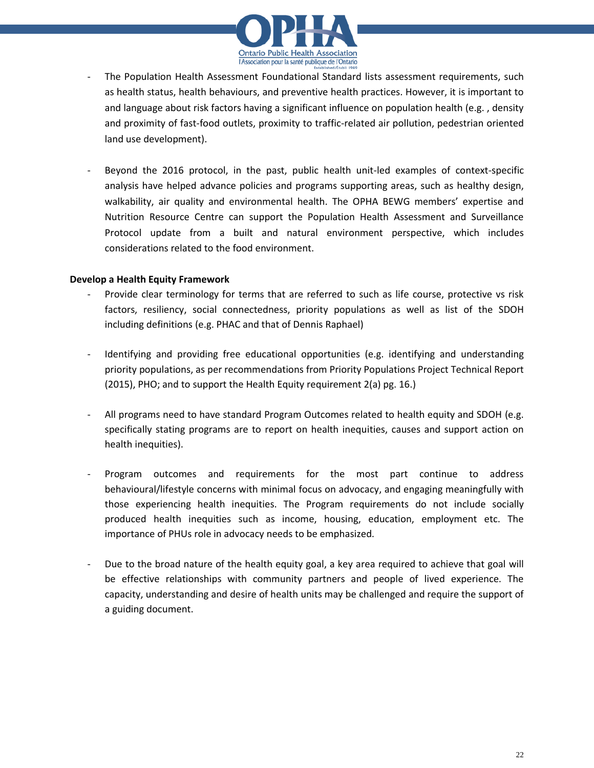- The Population Health Assessment Foundational Standard lists assessment requirements, such as health status, health behaviours, and preventive health practices. However, it is important to and language about risk factors having a significant influence on population health (e.g. , density and proximity of fast-food outlets, proximity to traffic-related air pollution, pedestrian oriented land use development).

- Beyond the 2016 protocol, in the past, public health unit-led examples of context-specific analysis have helped advance policies and programs supporting areas, such as healthy design, walkability, air quality and environmental health. The OPHA BEWG members' expertise and Nutrition Resource Centre can support the Population Health Assessment and Surveillance Protocol update from a built and natural environment perspective, which includes considerations related to the food environment.

**Develop a Health Equity Framework**

- Provide clear terminology for terms that are referred to such as life course, protective vs risk factors, resiliency, social connectedness, priority populations as well as list of the SDOH including definitions (e.g. PHAC and that of Dennis Raphael)

- Identifying and providing free educational opportunities (e.g. identifying and understanding priority populations, as per recommendations from Priority Populations Project Technical Report (2015), PHO; and to support the Health Equity requirement 2(a) pg. 16.)

- All programs need to have standard Program Outcomes related to health equity and SDOH (e.g. specifically stating programs are to report on health inequities, causes and support action on health inequities).

- Program outcomes and requirements for the most part continue to address behavioural/lifestyle concerns with minimal focus on advocacy, and engaging meaningfully with those experiencing health inequities. The Program requirements do not include socially produced health inequities such as income, housing, education, employment etc. The importance of PHUs role in advocacy needs to be emphasized.

- Due to the broad nature of the health equity goal, a key area required to achieve that goal will be effective relationships with community partners and people of lived experience. The capacity, understanding and desire of health units may be challenged and require the support of a guiding document.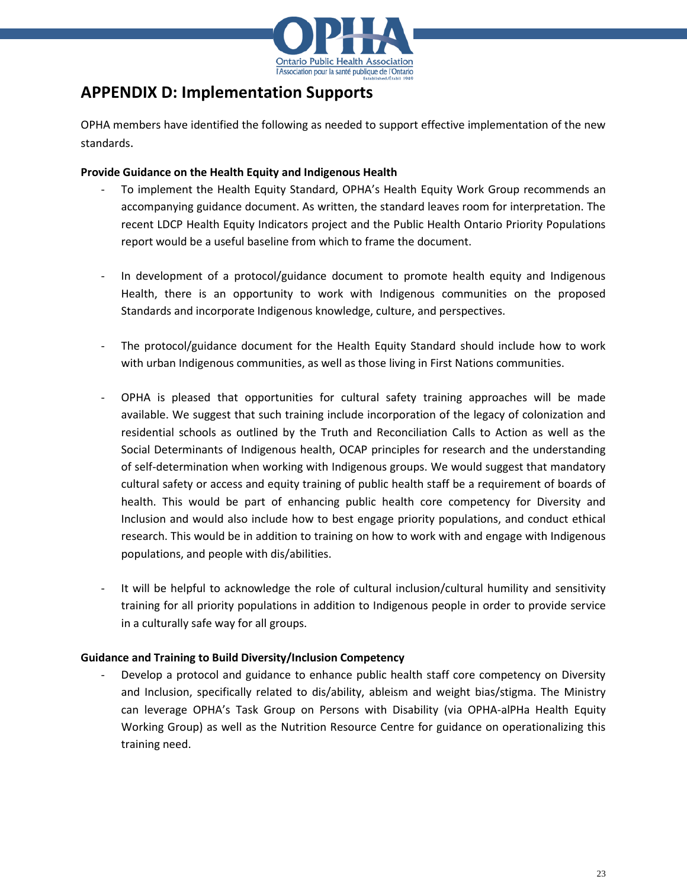## APPENDIX D: Implementation Supports

OPHA members have identified the following as needed to support effective implementation of the new standards.

**Provide Guidance on the Health Equity and Indigenous Health**

- To implement the Health Equity Standard, OPHA's Health Equity Work Group recommends an accompanying guidance document. As written, the standard leaves room for interpretation. The recent LDCP Health Equity Indicators project and the Public Health Ontario Priority Populations report would be a useful baseline from which to frame the document.

- In development of a protocol/guidance document to promote health equity and Indigenous Health, there is an opportunity to work with Indigenous communities on the proposed Standards and incorporate Indigenous knowledge, culture, and perspectives.

- The protocol/guidance document for the Health Equity Standard should include how to work with urban Indigenous communities, as well as those living in First Nations communities.

- OPHA is pleased that opportunities for cultural safety training approaches will be made available. We suggest that such training include incorporation of the legacy of colonization and residential schools as outlined by the Truth and Reconciliation Calls to Action as well as the Social Determinants of Indigenous health, OCAP principles for research and the understanding of self-determination when working with Indigenous groups. We would suggest that mandatory cultural safety or access and equity training of public health staff be a requirement of boards of health. This would be part of enhancing public health core competency for Diversity and Inclusion and would also include how to best engage priority populations, and conduct ethical research. This would be in addition to training on how to work with and engage with Indigenous populations, and people with dis/abilities.

- It will be helpful to acknowledge the role of cultural inclusion/cultural humility and sensitivity training for all priority populations in addition to Indigenous people in order to provide service in a culturally safe way for all groups.

**Guidance and Training to Build Diversity/Inclusion Competency**

- Develop a protocol and guidance to enhance public health staff core competency on Diversity and Inclusion, specifically related to dis/ability, ableism and weight bias/stigma. The Ministry can leverage OPHA's Task Group on Persons with Disability (via OPHA-alPHa Health Equity Working Group) as well as the Nutrition Resource Centre for guidance on operationalizing this training need.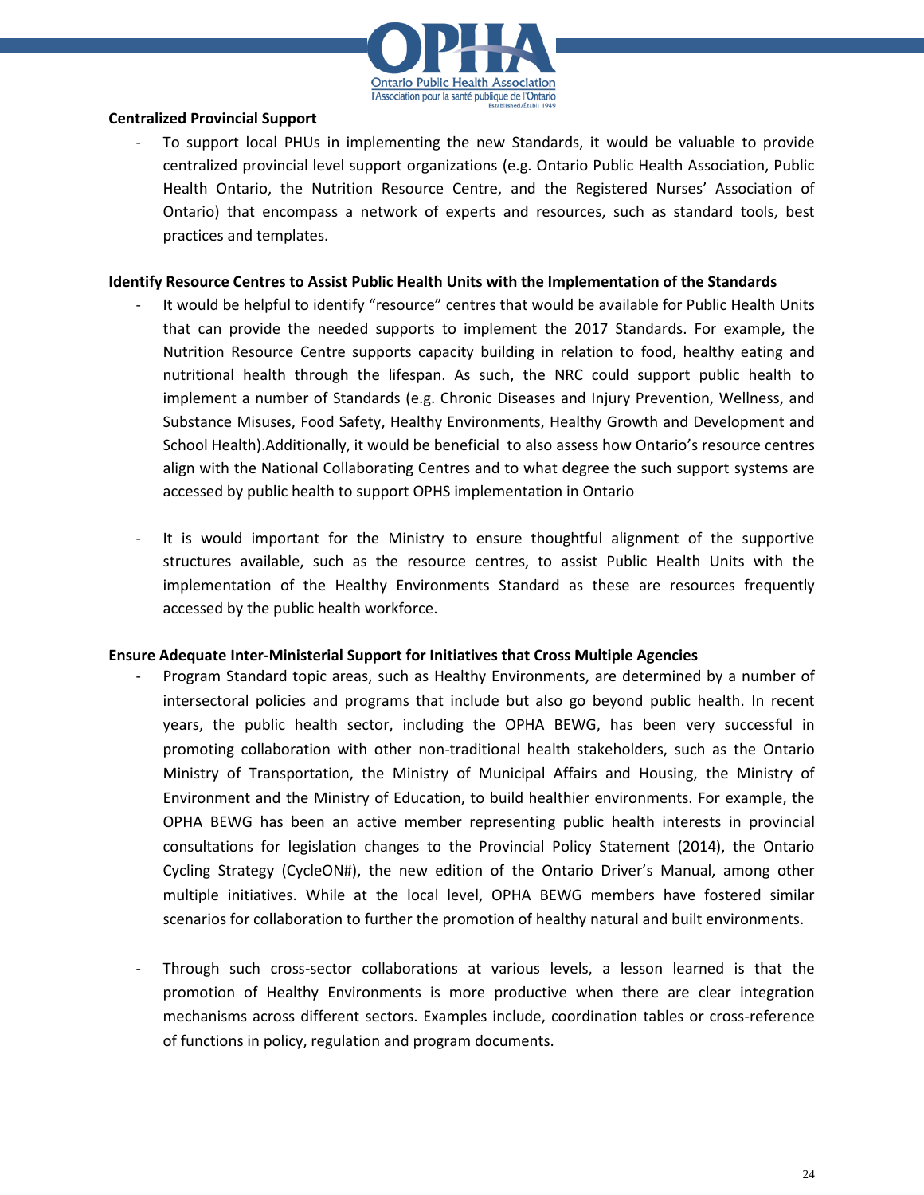**Centralized Provincial Support**

- To support local PHUs in implementing the new Standards, it would be valuable to provide centralized provincial level support organizations (e.g. Ontario Public Health Association, Public Health Ontario, the Nutrition Resource Centre, and the Registered Nurses' Association of Ontario) that encompass a network of experts and resources, such as standard tools, best practices and templates.

**Identify Resource Centres to Assist Public Health Units with the Implementation of the Standards**

- It would be helpful to identify "resource" centres that would be available for Public Health Units that can provide the needed supports to implement the 2017 Standards. For example, the Nutrition Resource Centre supports capacity building in relation to food, healthy eating and nutritional health through the lifespan. As such, the NRC could support public health to implement a number of Standards (e.g. Chronic Diseases and Injury Prevention, Wellness, and Substance Misuses, Food Safety, Healthy Environments, Healthy Growth and Development and School Health).Additionally, it would be beneficial to also assess how Ontario's resource centres align with the National Collaborating Centres and to what degree the such support systems are accessed by public health to support OPHS implementation in Ontario

- It is would important for the Ministry to ensure thoughtful alignment of the supportive structures available, such as the resource centres, to assist Public Health Units with the implementation of the Healthy Environments Standard as these are resources frequently accessed by the public health workforce.

**Ensure Adequate Inter-Ministerial Support for Initiatives that Cross Multiple Agencies**

- Program Standard topic areas, such as Healthy Environments, are determined by a number of intersectoral policies and programs that include but also go beyond public health. In recent years, the public health sector, including the OPHA BEWG, has been very successful in promoting collaboration with other non-traditional health stakeholders, such as the Ontario Ministry of Transportation, the Ministry of Municipal Affairs and Housing, the Ministry of Environment and the Ministry of Education, to build healthier environments. For example, the OPHA BEWG has been an active member representing public health interests in provincial consultations for legislation changes to the Provincial Policy Statement (2014), the Ontario Cycling Strategy (CycleON#), the new edition of the Ontario Driver's Manual, among other multiple initiatives. While at the local level, OPHA BEWG members have fostered similar scenarios for collaboration to further the promotion of healthy natural and built environments.

- Through such cross-sector collaborations at various levels, a lesson learned is that the promotion of Healthy Environments is more productive when there are clear integration mechanisms across different sectors. Examples include, coordination tables or cross-reference of functions in policy, regulation and program documents.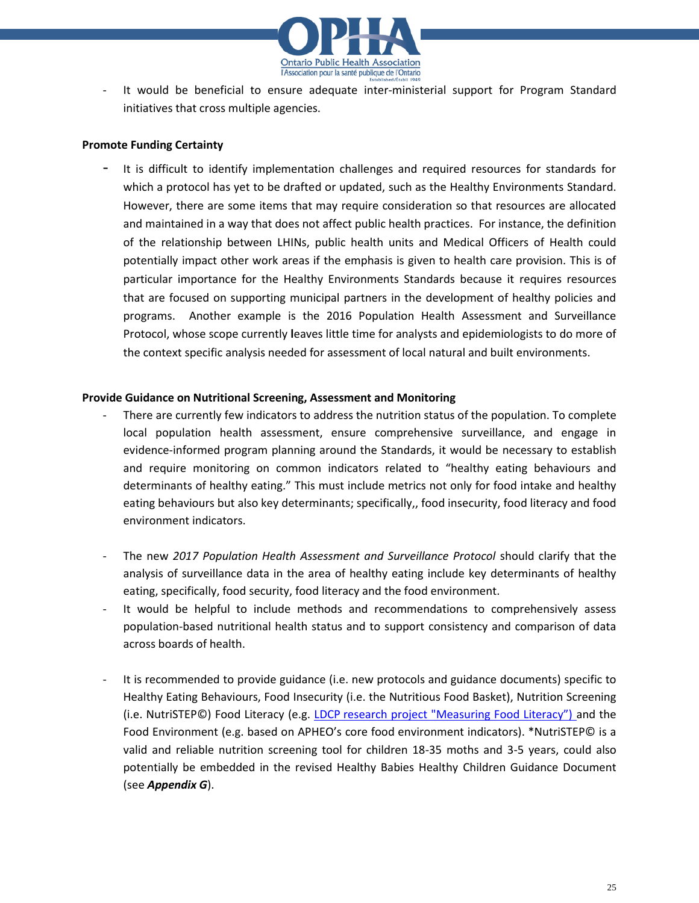- It would be beneficial to ensure adequate inter-ministerial support for Program Standard initiatives that cross multiple agencies.

**Promote Funding Certainty**

- It is difficult to identify implementation challenges and required resources for standards for which a protocol has yet to be drafted or updated, such as the Healthy Environments Standard. However, there are some items that may require consideration so that resources are allocated and maintained in a way that does not affect public health practices. For instance, the definition of the relationship between LHINs, public health units and Medical Officers of Health could potentially impact other work areas if the emphasis is given to health care provision. This is of particular importance for the Healthy Environments Standards because it requires resources that are focused on supporting municipal partners in the development of healthy policies and programs. Another example is the 2016 Population Health Assessment and Surveillance Protocol, whose scope currently leaves little time for analysts and epidemiologists to do more of the context specific analysis needed for assessment of local natural and built environments.

**Provide Guidance on Nutritional Screening, Assessment and Monitoring**

- There are currently few indicators to address the nutrition status of the population. To complete local population health assessment, ensure comprehensive surveillance, and engage in evidence-informed program planning around the Standards, it would be necessary to establish and require monitoring on common indicators related to "healthy eating behaviours and determinants of healthy eating." This must include metrics not only for food intake and healthy eating behaviours but also key determinants; specifically,, food insecurity, food literacy and food environment indicators.

- The new *2017 Population Health Assessment and Surveillance Protocol* should clarify that the analysis of surveillance data in the area of healthy eating include key determinants of healthy eating, specifically, food security, food literacy and the food environment.
- It would be helpful to include methods and recommendations to comprehensively assess population-based nutritional health status and to support consistency and comparison of data across boards of health.

- It is recommended to provide guidance (i.e. new protocols and guidance documents) specific to Healthy Eating Behaviours, Food Insecurity (i.e. the Nutritious Food Basket), Nutrition Screening (i.e. NutriSTEP©) Food Literacy (e.g. LDCP research project "Measuring Food Literacy") and the Food Environment (e.g. based on APHEO's core food environment indicators). *NutriSTEP© is a valid and reliable nutrition screening tool for children 18-35 moths and 3-5 years, could also potentially be embedded in the revised Healthy Babies Healthy Children Guidance Document (see ***Appendix G***).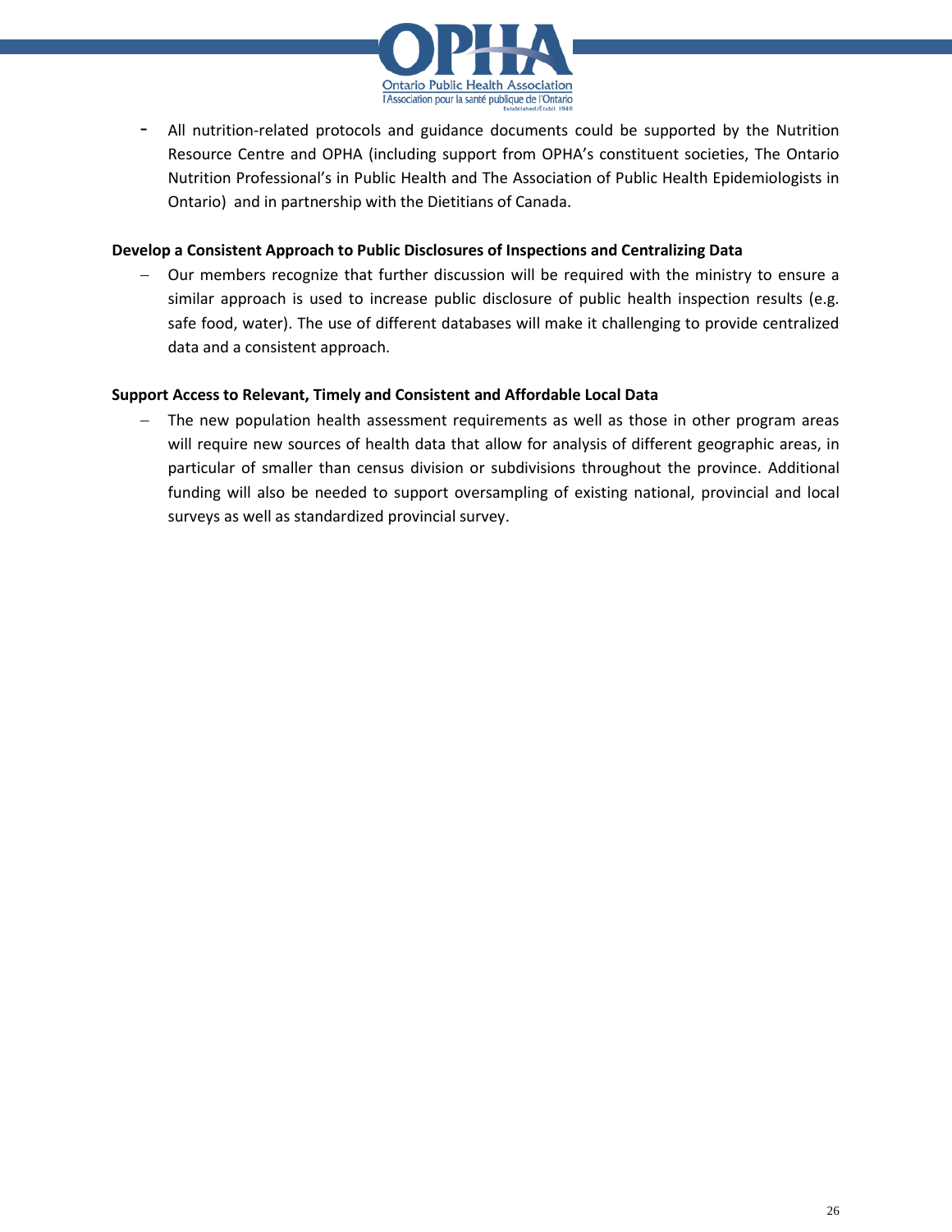- All nutrition-related protocols and guidance documents could be supported by the Nutrition Resource Centre and OPHA (including support from OPHA's constituent societies, The Ontario Nutrition Professional's in Public Health and The Association of Public Health Epidemiologists in Ontario) and in partnership with the Dietitians of Canada.

**Develop a Consistent Approach to Public Disclosures of Inspections and Centralizing Data**

- Our members recognize that further discussion will be required with the ministry to ensure a similar approach is used to increase public disclosure of public health inspection results (e.g. safe food, water). The use of different databases will make it challenging to provide centralized data and a consistent approach.

**Support Access to Relevant, Timely and Consistent and Affordable Local Data**

- The new population health assessment requirements as well as those in other program areas will require new sources of health data that allow for analysis of different geographic areas, in particular of smaller than census division or subdivisions throughout the province. Additional funding will also be needed to support oversampling of existing national, provincial and local surveys as well as standardized provincial survey.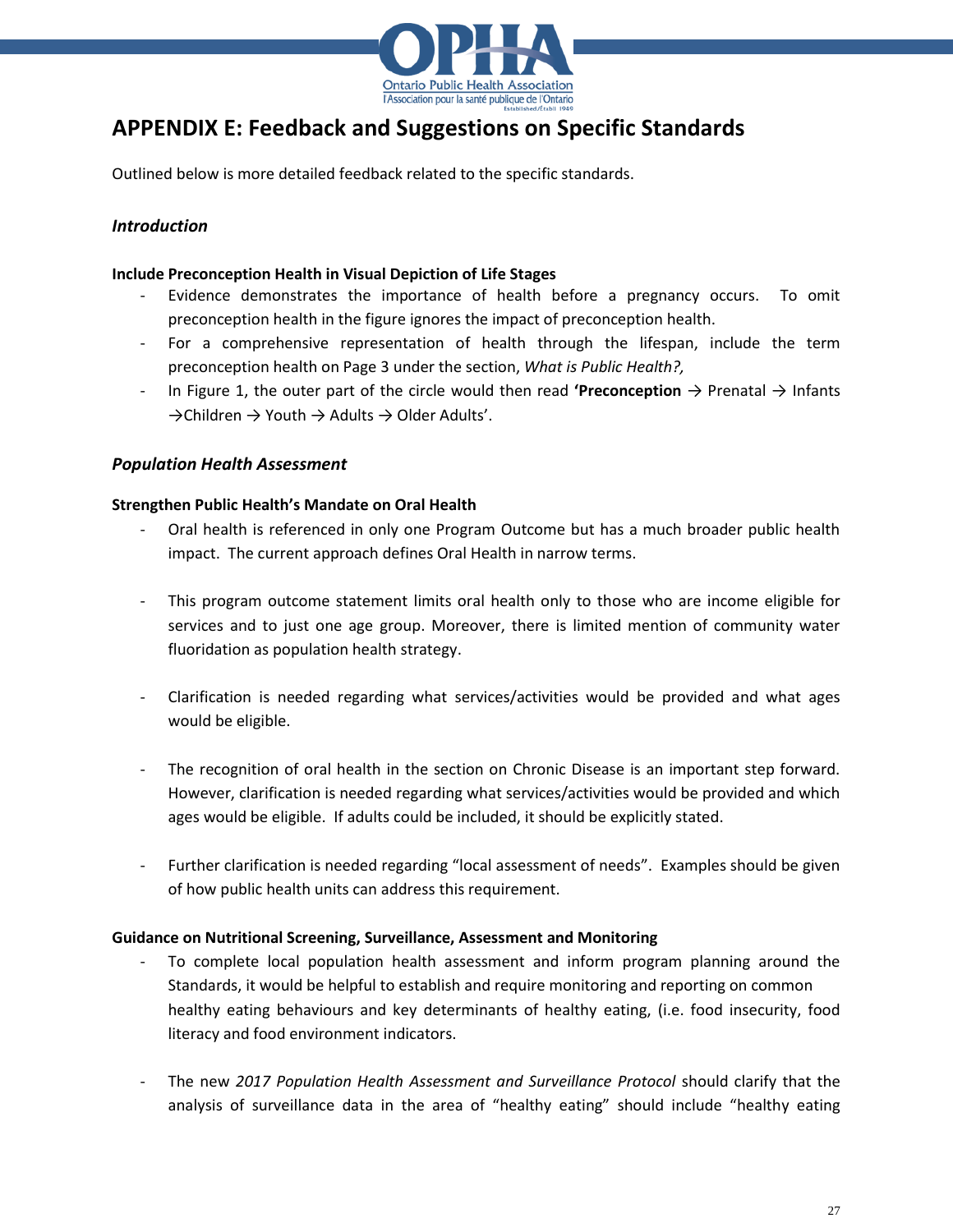# APPENDIX E: Feedback and Suggestions on Specific Standards

Outlined below is more detailed feedback related to the specific standards.

### *Introduction*

**Include Preconception Health in Visual Depiction of Life Stages**

- Evidence demonstrates the importance of health before a pregnancy occurs. To omit preconception health in the figure ignores the impact of preconception health.
- For a comprehensive representation of health through the lifespan, include the term preconception health on Page 3 under the section, *What is Public Health?,*
- In Figure 1, the outer part of the circle would then read **'Preconception** → Prenatal → Infants →Children → Youth → Adults → Older Adults'.

### *Population Health Assessment*

**Strengthen Public Health's Mandate on Oral Health**

- Oral health is referenced in only one Program Outcome but has a much broader public health impact. The current approach defines Oral Health in narrow terms.
- This program outcome statement limits oral health only to those who are income eligible for services and to just one age group. Moreover, there is limited mention of community water fluoridation as population health strategy.
- Clarification is needed regarding what services/activities would be provided and what ages would be eligible.
- The recognition of oral health in the section on Chronic Disease is an important step forward. However, clarification is needed regarding what services/activities would be provided and which ages would be eligible. If adults could be included, it should be explicitly stated.
- Further clarification is needed regarding "local assessment of needs". Examples should be given of how public health units can address this requirement.

**Guidance on Nutritional Screening, Surveillance, Assessment and Monitoring**

- To complete local population health assessment and inform program planning around the Standards, it would be helpful to establish and require monitoring and reporting on common healthy eating behaviours and key determinants of healthy eating, (i.e. food insecurity, food literacy and food environment indicators.
- The new *2017 Population Health Assessment and Surveillance Protocol* should clarify that the analysis of surveillance data in the area of "healthy eating" should include "healthy eating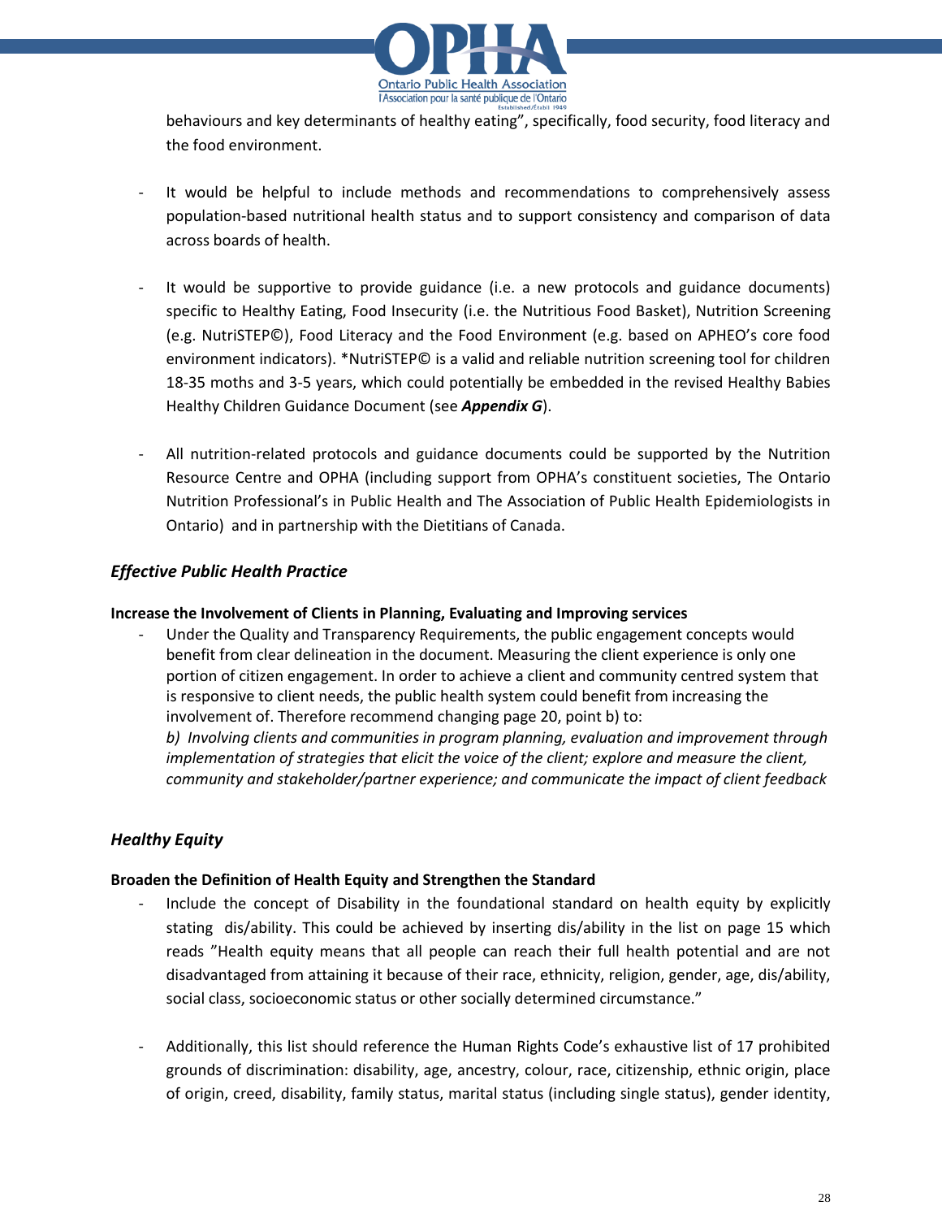behaviours and key determinants of healthy eating", specifically, food security, food literacy and the food environment.

- It would be helpful to include methods and recommendations to comprehensively assess population-based nutritional health status and to support consistency and comparison of data across boards of health.

- It would be supportive to provide guidance (i.e. a new protocols and guidance documents) specific to Healthy Eating, Food Insecurity (i.e. the Nutritious Food Basket), Nutrition Screening (e.g. NutriSTEP©), Food Literacy and the Food Environment (e.g. based on APHEO's core food environment indicators). *NutriSTEP© is a valid and reliable nutrition screening tool for children 18-35 moths and 3-5 years, which could potentially be embedded in the revised Healthy Babies Healthy Children Guidance Document (see ***Appendix G***).

- All nutrition-related protocols and guidance documents could be supported by the Nutrition Resource Centre and OPHA (including support from OPHA's constituent societies, The Ontario Nutrition Professional's in Public Health and The Association of Public Health Epidemiologists in Ontario) and in partnership with the Dietitians of Canada.

### *Effective Public Health Practice*

**Increase the Involvement of Clients in Planning, Evaluating and Improving services**

- Under the Quality and Transparency Requirements, the public engagement concepts would benefit from clear delineation in the document. Measuring the client experience is only one portion of citizen engagement. In order to achieve a client and community centred system that is responsive to client needs, the public health system could benefit from increasing the involvement of. Therefore recommend changing page 20, point b) to:
  *b) Involving clients and communities in program planning, evaluation and improvement through implementation of strategies that elicit the voice of the client; explore and measure the client, community and stakeholder/partner experience; and communicate the impact of client feedback*

### *Healthy Equity*

**Broaden the Definition of Health Equity and Strengthen the Standard**

- Include the concept of Disability in the foundational standard on health equity by explicitly stating dis/ability. This could be achieved by inserting dis/ability in the list on page 15 which reads "Health equity means that all people can reach their full health potential and are not disadvantaged from attaining it because of their race, ethnicity, religion, gender, age, dis/ability, social class, socioeconomic status or other socially determined circumstance."

- Additionally, this list should reference the Human Rights Code's exhaustive list of 17 prohibited grounds of discrimination: disability, age, ancestry, colour, race, citizenship, ethnic origin, place of origin, creed, disability, family status, marital status (including single status), gender identity,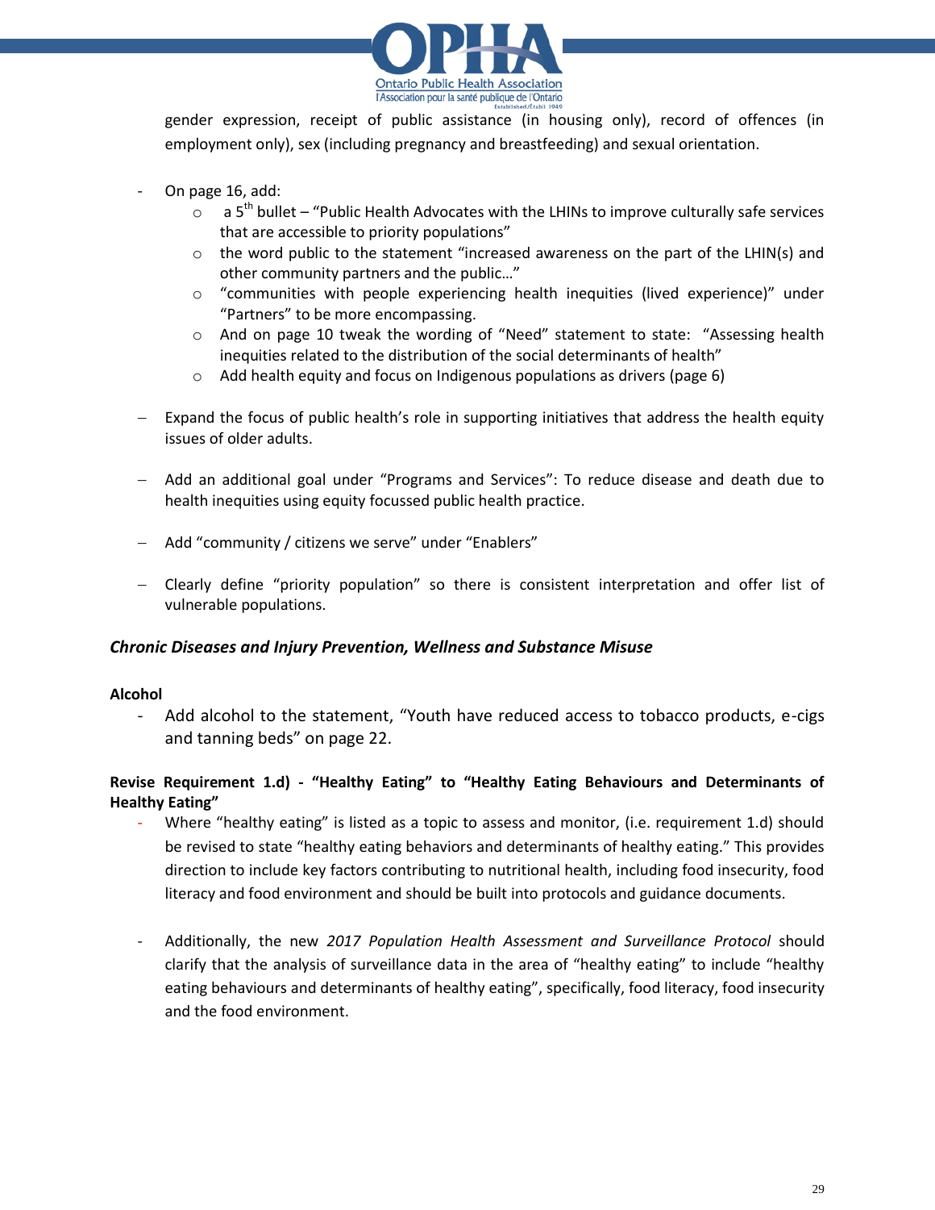gender expression, receipt of public assistance (in housing only), record of offences (in employment only), sex (including pregnancy and breastfeeding) and sexual orientation.

- On page 16, add:
  - a 5th bullet – "Public Health Advocates with the LHINs to improve culturally safe services that are accessible to priority populations"
  - the word public to the statement "increased awareness on the part of the LHIN(s) and other community partners and the public…"
  - "communities with people experiencing health inequities (lived experience)" under "Partners" to be more encompassing.
  - And on page 10 tweak the wording of "Need" statement to state: "Assessing health inequities related to the distribution of the social determinants of health"
  - Add health equity and focus on Indigenous populations as drivers (page 6)

- Expand the focus of public health's role in supporting initiatives that address the health equity issues of older adults.

- Add an additional goal under "Programs and Services": To reduce disease and death due to health inequities using equity focussed public health practice.

- Add "community / citizens we serve" under "Enablers"

- Clearly define "priority population" so there is consistent interpretation and offer list of vulnerable populations.

### *Chronic Diseases and Injury Prevention, Wellness and Substance Misuse*

**Alcohol**

- Add alcohol to the statement, "Youth have reduced access to tobacco products, e-cigs and tanning beds" on page 22.

**Revise Requirement 1.d) - "Healthy Eating" to "Healthy Eating Behaviours and Determinants of Healthy Eating"**

- Where "healthy eating" is listed as a topic to assess and monitor, (i.e. requirement 1.d) should be revised to state "healthy eating behaviors and determinants of healthy eating." This provides direction to include key factors contributing to nutritional health, including food insecurity, food literacy and food environment and should be built into protocols and guidance documents.

- Additionally, the new *2017 Population Health Assessment and Surveillance Protocol* should clarify that the analysis of surveillance data in the area of "healthy eating" to include "healthy eating behaviours and determinants of healthy eating", specifically, food literacy, food insecurity and the food environment.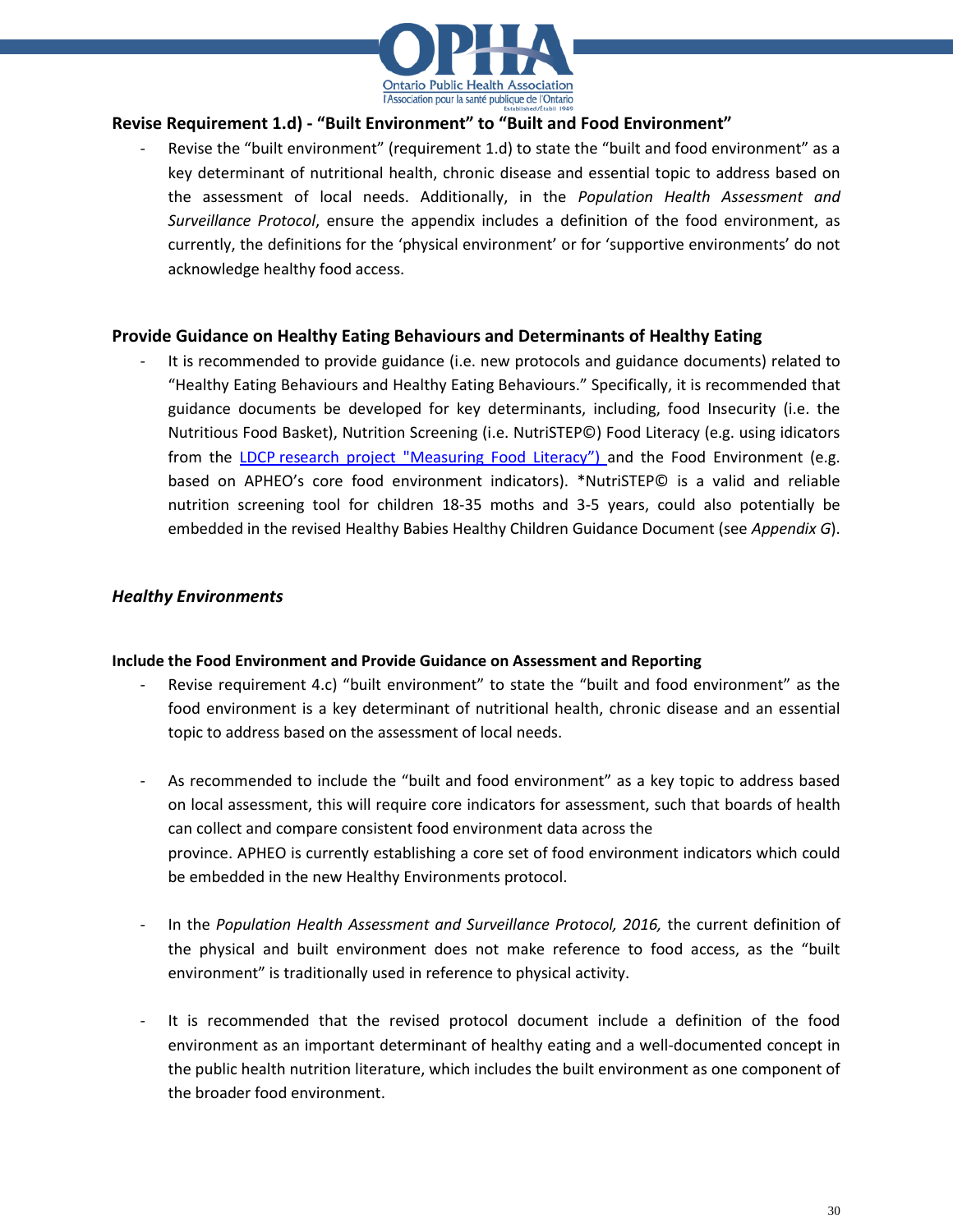### Revise Requirement 1.d) - "Built Environment" to "Built and Food Environment"

- Revise the "built environment" (requirement 1.d) to state the "built and food environment" as a key determinant of nutritional health, chronic disease and essential topic to address based on the assessment of local needs. Additionally, in the *Population Health Assessment and Surveillance Protocol*, ensure the appendix includes a definition of the food environment, as currently, the definitions for the 'physical environment' or for 'supportive environments' do not acknowledge healthy food access.

### Provide Guidance on Healthy Eating Behaviours and Determinants of Healthy Eating

- It is recommended to provide guidance (i.e. new protocols and guidance documents) related to "Healthy Eating Behaviours and Healthy Eating Behaviours." Specifically, it is recommended that guidance documents be developed for key determinants, including, food Insecurity (i.e. the Nutritious Food Basket), Nutrition Screening (i.e. NutriSTEP©) Food Literacy (e.g. using idicators from the LDCP research project "Measuring Food Literacy") and the Food Environment (e.g. based on APHEO's core food environment indicators). *NutriSTEP© is a valid and reliable nutrition screening tool for children 18-35 moths and 3-5 years, could also potentially be embedded in the revised Healthy Babies Healthy Children Guidance Document (see *Appendix G*).

### *Healthy Environments*

#### Include the Food Environment and Provide Guidance on Assessment and Reporting

- Revise requirement 4.c) "built environment" to state the "built and food environment" as the food environment is a key determinant of nutritional health, chronic disease and an essential topic to address based on the assessment of local needs.

- As recommended to include the "built and food environment" as a key topic to address based on local assessment, this will require core indicators for assessment, such that boards of health can collect and compare consistent food environment data across the province. APHEO is currently establishing a core set of food environment indicators which could be embedded in the new Healthy Environments protocol.

- In the *Population Health Assessment and Surveillance Protocol, 2016,* the current definition of the physical and built environment does not make reference to food access, as the "built environment" is traditionally used in reference to physical activity.

- It is recommended that the revised protocol document include a definition of the food environment as an important determinant of healthy eating and a well-documented concept in the public health nutrition literature, which includes the built environment as one component of the broader food environment.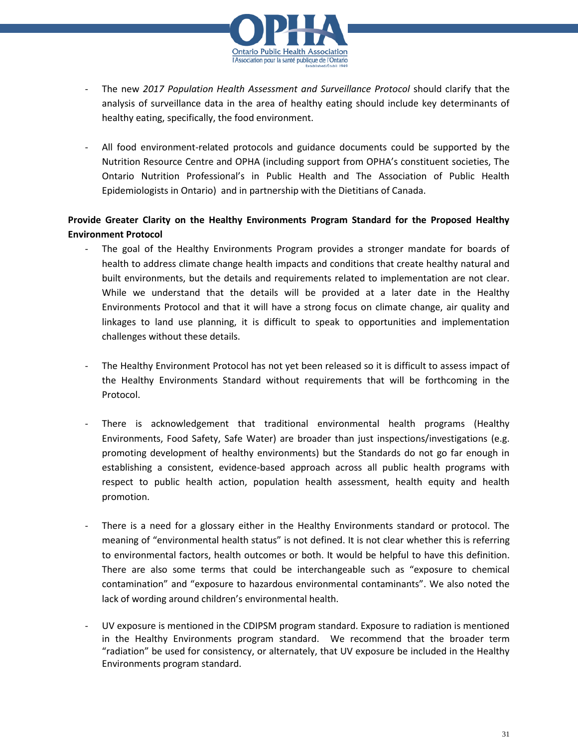- The new *2017 Population Health Assessment and Surveillance Protocol* should clarify that the analysis of surveillance data in the area of healthy eating should include key determinants of healthy eating, specifically, the food environment.

- All food environment-related protocols and guidance documents could be supported by the Nutrition Resource Centre and OPHA (including support from OPHA's constituent societies, The Ontario Nutrition Professional's in Public Health and The Association of Public Health Epidemiologists in Ontario) and in partnership with the Dietitians of Canada.

**Provide Greater Clarity on the Healthy Environments Program Standard for the Proposed Healthy Environment Protocol**

- The goal of the Healthy Environments Program provides a stronger mandate for boards of health to address climate change health impacts and conditions that create healthy natural and built environments, but the details and requirements related to implementation are not clear. While we understand that the details will be provided at a later date in the Healthy Environments Protocol and that it will have a strong focus on climate change, air quality and linkages to land use planning, it is difficult to speak to opportunities and implementation challenges without these details.

- The Healthy Environment Protocol has not yet been released so it is difficult to assess impact of the Healthy Environments Standard without requirements that will be forthcoming in the Protocol.

- There is acknowledgement that traditional environmental health programs (Healthy Environments, Food Safety, Safe Water) are broader than just inspections/investigations (e.g. promoting development of healthy environments) but the Standards do not go far enough in establishing a consistent, evidence-based approach across all public health programs with respect to public health action, population health assessment, health equity and health promotion.

- There is a need for a glossary either in the Healthy Environments standard or protocol. The meaning of "environmental health status" is not defined. It is not clear whether this is referring to environmental factors, health outcomes or both. It would be helpful to have this definition. There are also some terms that could be interchangeable such as "exposure to chemical contamination" and "exposure to hazardous environmental contaminants". We also noted the lack of wording around children's environmental health.

- UV exposure is mentioned in the CDIPSM program standard. Exposure to radiation is mentioned in the Healthy Environments program standard. We recommend that the broader term "radiation" be used for consistency, or alternately, that UV exposure be included in the Healthy Environments program standard.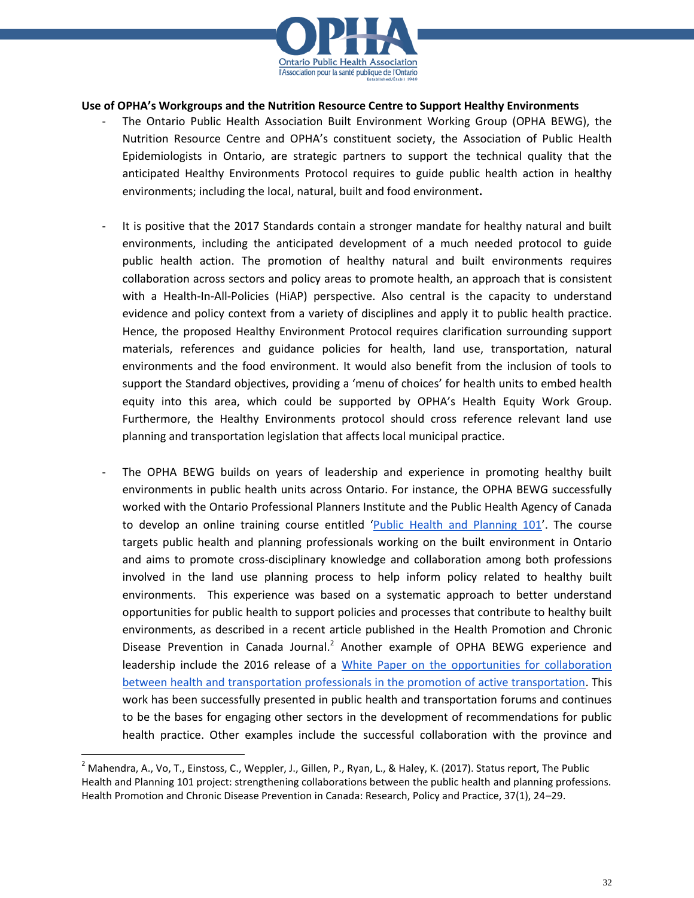**Use of OPHA's Workgroups and the Nutrition Resource Centre to Support Healthy Environments**

- The Ontario Public Health Association Built Environment Working Group (OPHA BEWG), the Nutrition Resource Centre and OPHA's constituent society, the Association of Public Health Epidemiologists in Ontario, are strategic partners to support the technical quality that the anticipated Healthy Environments Protocol requires to guide public health action in healthy environments; including the local, natural, built and food environment.

- It is positive that the 2017 Standards contain a stronger mandate for healthy natural and built environments, including the anticipated development of a much needed protocol to guide public health action. The promotion of healthy natural and built environments requires collaboration across sectors and policy areas to promote health, an approach that is consistent with a Health-In-All-Policies (HiAP) perspective. Also central is the capacity to understand evidence and policy context from a variety of disciplines and apply it to public health practice. Hence, the proposed Healthy Environment Protocol requires clarification surrounding support materials, references and guidance policies for health, land use, transportation, natural environments and the food environment. It would also benefit from the inclusion of tools to support the Standard objectives, providing a 'menu of choices' for health units to embed health equity into this area, which could be supported by OPHA's Health Equity Work Group. Furthermore, the Healthy Environments protocol should cross reference relevant land use planning and transportation legislation that affects local municipal practice.

- The OPHA BEWG builds on years of leadership and experience in promoting healthy built environments in public health units across Ontario. For instance, the OPHA BEWG successfully worked with the Ontario Professional Planners Institute and the Public Health Agency of Canada to develop an online training course entitled 'Public Health and Planning 101'. The course targets public health and planning professionals working on the built environment in Ontario and aims to promote cross-disciplinary knowledge and collaboration among both professions involved in the land use planning process to help inform policy related to healthy built environments. This experience was based on a systematic approach to better understand opportunities for public health to support policies and processes that contribute to healthy built environments, as described in a recent article published in the Health Promotion and Chronic Disease Prevention in Canada Journal.[2] Another example of OPHA BEWG experience and leadership include the 2016 release of a White Paper on the opportunities for collaboration between health and transportation professionals in the promotion of active transportation. This work has been successfully presented in public health and transportation forums and continues to be the bases for engaging other sectors in the development of recommendations for public health practice. Other examples include the successful collaboration with the province and

---

[2] Mahendra, A., Vo, T., Einstoss, C., Weppler, J., Gillen, P., Ryan, L., & Haley, K. (2017). Status report, The Public Health and Planning 101 project: strengthening collaborations between the public health and planning professions. Health Promotion and Chronic Disease Prevention in Canada: Research, Policy and Practice, 37(1), 24–29.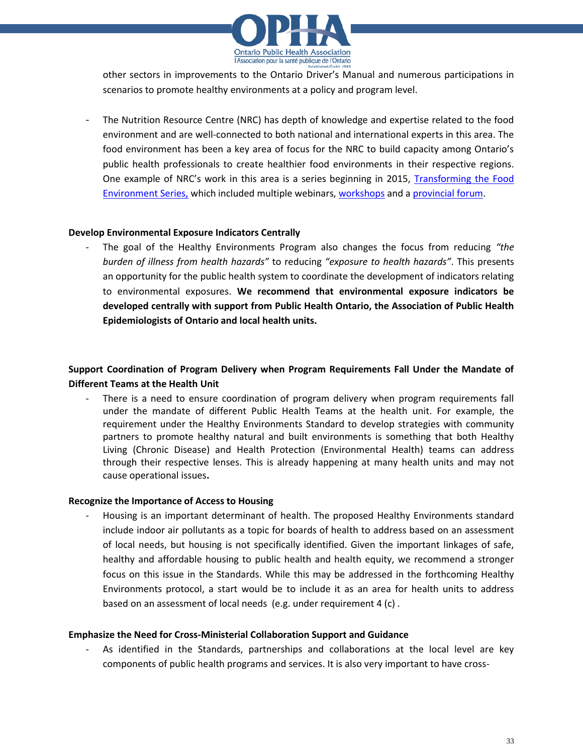other sectors in improvements to the Ontario Driver's Manual and numerous participations in scenarios to promote healthy environments at a policy and program level.

- The Nutrition Resource Centre (NRC) has depth of knowledge and expertise related to the food environment and are well-connected to both national and international experts in this area. The food environment has been a key area of focus for the NRC to build capacity among Ontario's public health professionals to create healthier food environments in their respective regions. One example of NRC's work in this area is a series beginning in 2015, Transforming the Food Environment Series, which included multiple webinars, workshops and a provincial forum.

**Develop Environmental Exposure Indicators Centrally**

- The goal of the Healthy Environments Program also changes the focus from reducing *"the burden of illness from health hazards"* to reducing *"exposure to health hazards"*. This presents an opportunity for the public health system to coordinate the development of indicators relating to environmental exposures. **We recommend that environmental exposure indicators be developed centrally with support from Public Health Ontario, the Association of Public Health Epidemiologists of Ontario and local health units.**

**Support Coordination of Program Delivery when Program Requirements Fall Under the Mandate of Different Teams at the Health Unit**

- There is a need to ensure coordination of program delivery when program requirements fall under the mandate of different Public Health Teams at the health unit. For example, the requirement under the Healthy Environments Standard to develop strategies with community partners to promote healthy natural and built environments is something that both Healthy Living (Chronic Disease) and Health Protection (Environmental Health) teams can address through their respective lenses. This is already happening at many health units and may not cause operational issues**.**

**Recognize the Importance of Access to Housing**

- Housing is an important determinant of health. The proposed Healthy Environments standard include indoor air pollutants as a topic for boards of health to address based on an assessment of local needs, but housing is not specifically identified. Given the important linkages of safe, healthy and affordable housing to public health and health equity, we recommend a stronger focus on this issue in the Standards. While this may be addressed in the forthcoming Healthy Environments protocol, a start would be to include it as an area for health units to address based on an assessment of local needs (e.g. under requirement 4 (c) .

**Emphasize the Need for Cross-Ministerial Collaboration Support and Guidance**

- As identified in the Standards, partnerships and collaborations at the local level are key components of public health programs and services. It is also very important to have cross-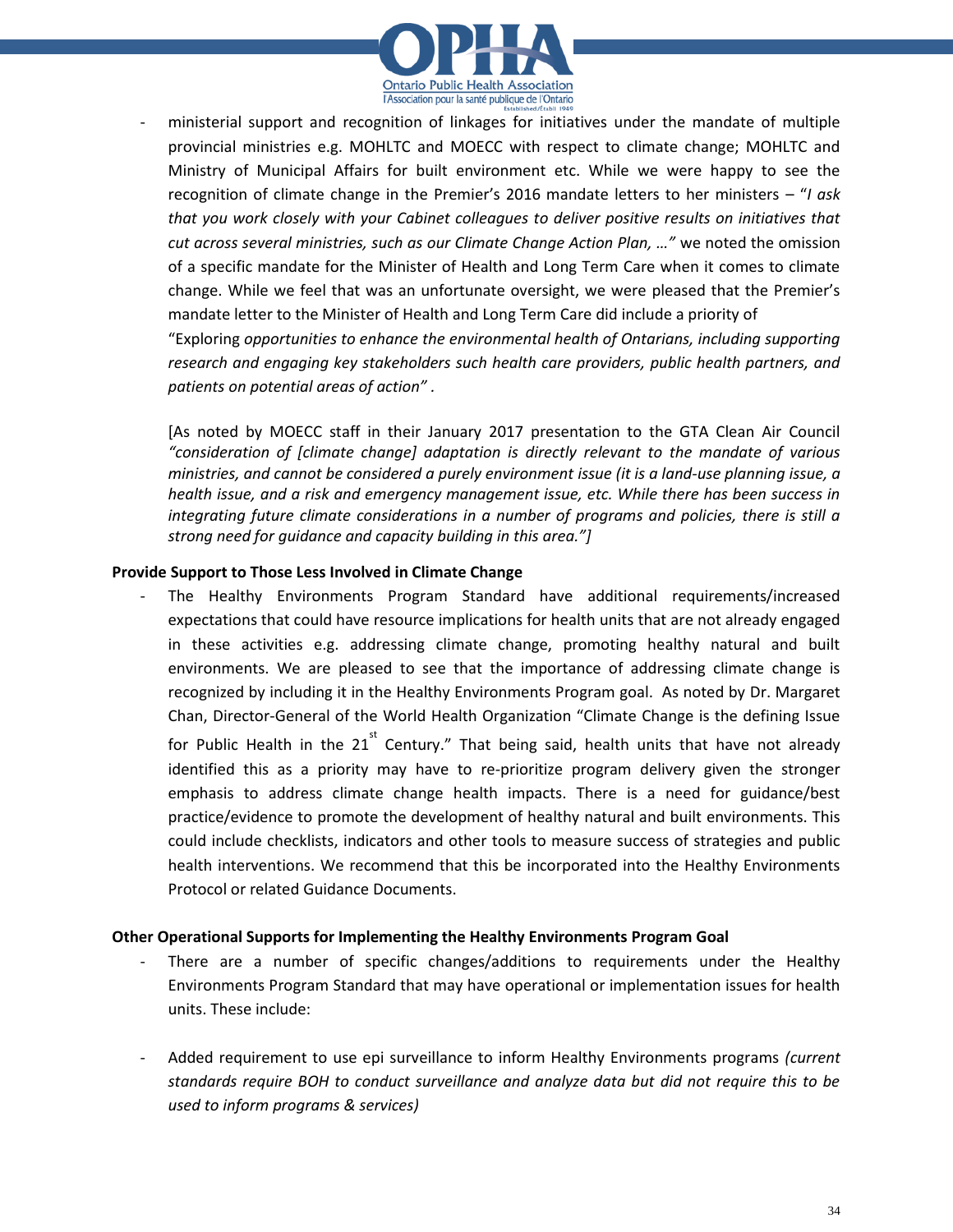- ministerial support and recognition of linkages for initiatives under the mandate of multiple provincial ministries e.g. MOHLTC and MOECC with respect to climate change; MOHLTC and Ministry of Municipal Affairs for built environment etc. While we were happy to see the recognition of climate change in the Premier's 2016 mandate letters to her ministers – "*I ask that you work closely with your Cabinet colleagues to deliver positive results on initiatives that cut across several ministries, such as our Climate Change Action Plan, …"* we noted the omission of a specific mandate for the Minister of Health and Long Term Care when it comes to climate change. While we feel that was an unfortunate oversight, we were pleased that the Premier's mandate letter to the Minister of Health and Long Term Care did include a priority of "Exploring *opportunities to enhance the environmental health of Ontarians, including supporting research and engaging key stakeholders such health care providers, public health partners, and patients on potential areas of action"* .

  [As noted by MOECC staff in their January 2017 presentation to the GTA Clean Air Council *"consideration of [climate change] adaptation is directly relevant to the mandate of various ministries, and cannot be considered a purely environment issue (it is a land-use planning issue, a health issue, and a risk and emergency management issue, etc. While there has been success in integrating future climate considerations in a number of programs and policies, there is still a strong need for guidance and capacity building in this area."]*

**Provide Support to Those Less Involved in Climate Change**

- The Healthy Environments Program Standard have additional requirements/increased expectations that could have resource implications for health units that are not already engaged in these activities e.g. addressing climate change, promoting healthy natural and built environments. We are pleased to see that the importance of addressing climate change is recognized by including it in the Healthy Environments Program goal. As noted by Dr. Margaret Chan, Director-General of the World Health Organization "Climate Change is the defining Issue for Public Health in the 21st Century." That being said, health units that have not already identified this as a priority may have to re-prioritize program delivery given the stronger emphasis to address climate change health impacts. There is a need for guidance/best practice/evidence to promote the development of healthy natural and built environments. This could include checklists, indicators and other tools to measure success of strategies and public health interventions. We recommend that this be incorporated into the Healthy Environments Protocol or related Guidance Documents.

**Other Operational Supports for Implementing the Healthy Environments Program Goal**

- There are a number of specific changes/additions to requirements under the Healthy Environments Program Standard that may have operational or implementation issues for health units. These include:

- Added requirement to use epi surveillance to inform Healthy Environments programs *(current standards require BOH to conduct surveillance and analyze data but did not require this to be used to inform programs & services)*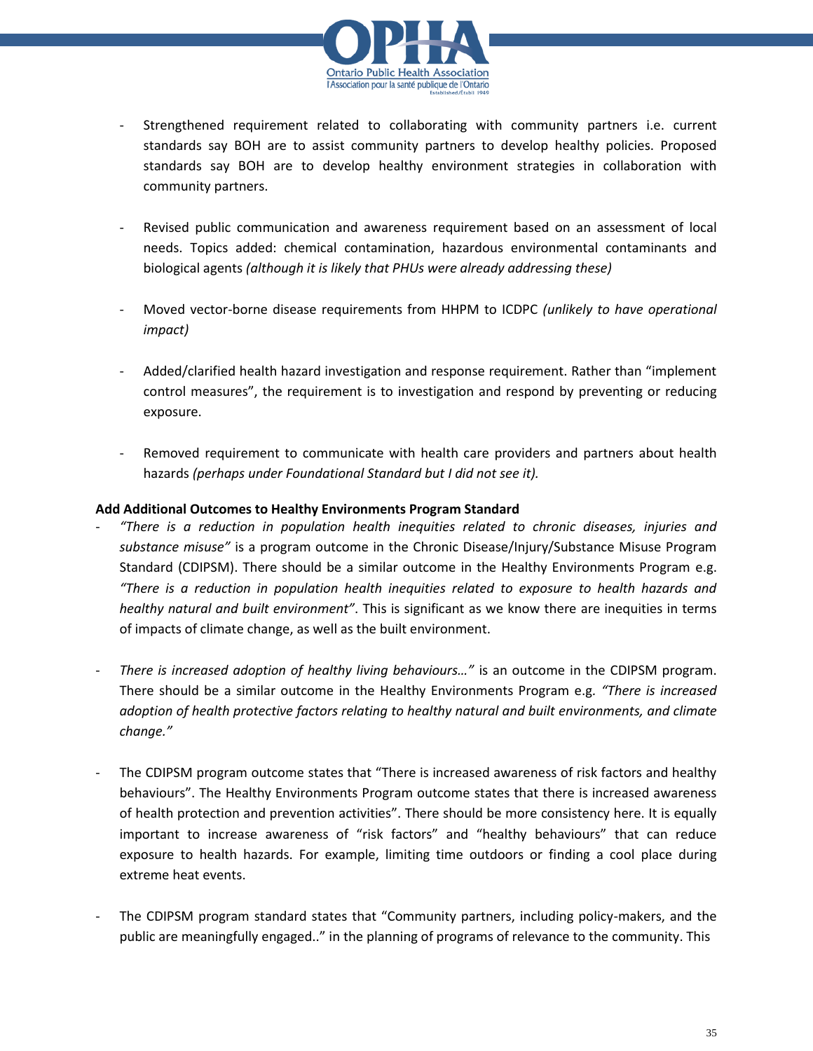- Strengthened requirement related to collaborating with community partners i.e. current standards say BOH are to assist community partners to develop healthy policies. Proposed standards say BOH are to develop healthy environment strategies in collaboration with community partners.

- Revised public communication and awareness requirement based on an assessment of local needs. Topics added: chemical contamination, hazardous environmental contaminants and biological agents *(although it is likely that PHUs were already addressing these)*

- Moved vector-borne disease requirements from HHPM to ICDPC *(unlikely to have operational impact)*

- Added/clarified health hazard investigation and response requirement. Rather than "implement control measures", the requirement is to investigation and respond by preventing or reducing exposure.

- Removed requirement to communicate with health care providers and partners about health hazards *(perhaps under Foundational Standard but I did not see it).*

**Add Additional Outcomes to Healthy Environments Program Standard**

- *"There is a reduction in population health inequities related to chronic diseases, injuries and substance misuse"* is a program outcome in the Chronic Disease/Injury/Substance Misuse Program Standard (CDIPSM). There should be a similar outcome in the Healthy Environments Program e.g. *"There is a reduction in population health inequities related to exposure to health hazards and healthy natural and built environment"*. This is significant as we know there are inequities in terms of impacts of climate change, as well as the built environment.

- *There is increased adoption of healthy living behaviours…"* is an outcome in the CDIPSM program. There should be a similar outcome in the Healthy Environments Program e.g. *"There is increased adoption of health protective factors relating to healthy natural and built environments, and climate change."*

- The CDIPSM program outcome states that "There is increased awareness of risk factors and healthy behaviours". The Healthy Environments Program outcome states that there is increased awareness of health protection and prevention activities". There should be more consistency here. It is equally important to increase awareness of "risk factors" and "healthy behaviours" that can reduce exposure to health hazards. For example, limiting time outdoors or finding a cool place during extreme heat events.

- The CDIPSM program standard states that "Community partners, including policy-makers, and the public are meaningfully engaged.." in the planning of programs of relevance to the community. This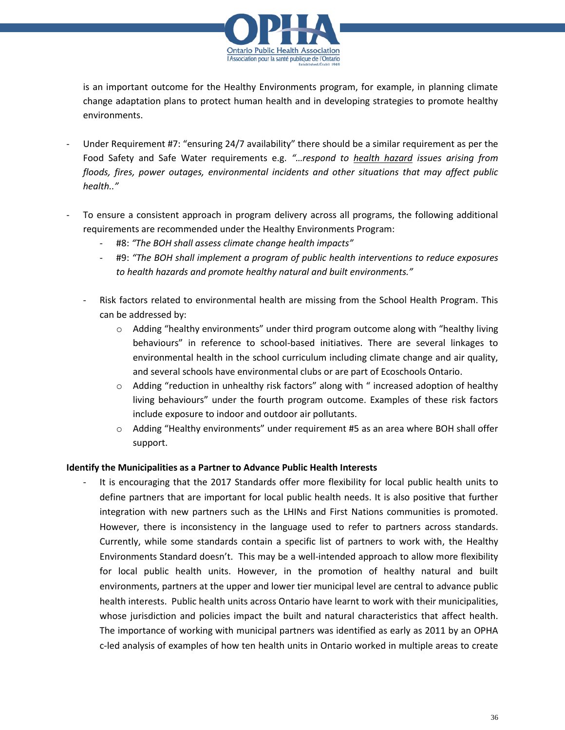is an important outcome for the Healthy Environments program, for example, in planning climate change adaptation plans to protect human health and in developing strategies to promote healthy environments.

- Under Requirement #7: "ensuring 24/7 availability" there should be a similar requirement as per the Food Safety and Safe Water requirements e.g. *"…respond to health hazard issues arising from floods, fires, power outages, environmental incidents and other situations that may affect public health.."*

- To ensure a consistent approach in program delivery across all programs, the following additional requirements are recommended under the Healthy Environments Program:
  - #8: *"The BOH shall assess climate change health impacts"*
  - #9: *"The BOH shall implement a program of public health interventions to reduce exposures to health hazards and promote healthy natural and built environments."*

  - Risk factors related to environmental health are missing from the School Health Program. This can be addressed by:
    - Adding "healthy environments" under third program outcome along with "healthy living behaviours" in reference to school-based initiatives. There are several linkages to environmental health in the school curriculum including climate change and air quality, and several schools have environmental clubs or are part of Ecoschools Ontario.
    - Adding "reduction in unhealthy risk factors" along with " increased adoption of healthy living behaviours" under the fourth program outcome. Examples of these risk factors include exposure to indoor and outdoor air pollutants.
    - Adding "Healthy environments" under requirement #5 as an area where BOH shall offer support.

**Identify the Municipalities as a Partner to Advance Public Health Interests**

- It is encouraging that the 2017 Standards offer more flexibility for local public health units to define partners that are important for local public health needs. It is also positive that further integration with new partners such as the LHINs and First Nations communities is promoted. However, there is inconsistency in the language used to refer to partners across standards. Currently, while some standards contain a specific list of partners to work with, the Healthy Environments Standard doesn't. This may be a well-intended approach to allow more flexibility for local public health units. However, in the promotion of healthy natural and built environments, partners at the upper and lower tier municipal level are central to advance public health interests. Public health units across Ontario have learnt to work with their municipalities, whose jurisdiction and policies impact the built and natural characteristics that affect health. The importance of working with municipal partners was identified as early as 2011 by an OPHA c-led analysis of examples of how ten health units in Ontario worked in multiple areas to create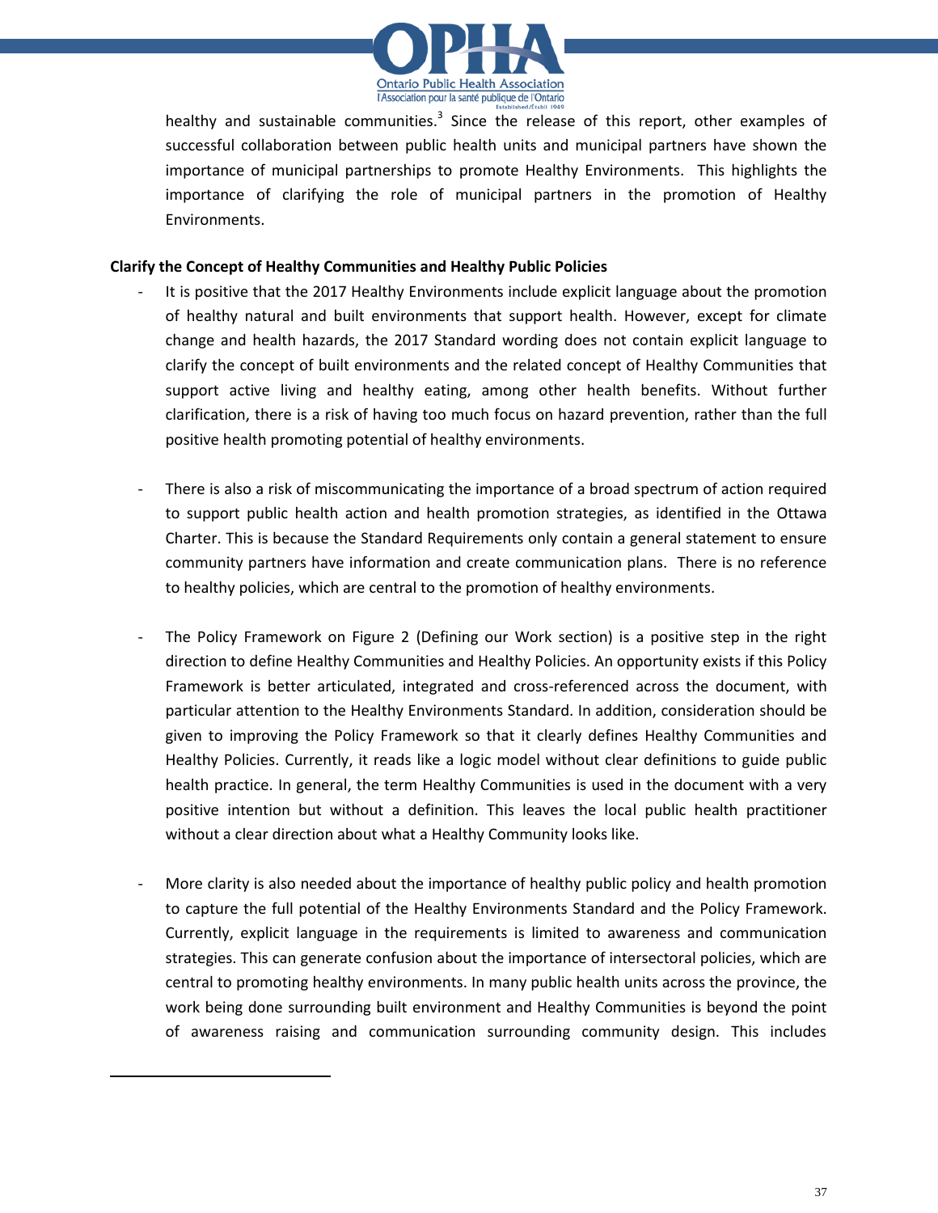healthy and sustainable communities.[3] Since the release of this report, other examples of successful collaboration between public health units and municipal partners have shown the importance of municipal partnerships to promote Healthy Environments. This highlights the importance of clarifying the role of municipal partners in the promotion of Healthy Environments.

**Clarify the Concept of Healthy Communities and Healthy Public Policies**

- It is positive that the 2017 Healthy Environments include explicit language about the promotion of healthy natural and built environments that support health. However, except for climate change and health hazards, the 2017 Standard wording does not contain explicit language to clarify the concept of built environments and the related concept of Healthy Communities that support active living and healthy eating, among other health benefits. Without further clarification, there is a risk of having too much focus on hazard prevention, rather than the full positive health promoting potential of healthy environments.

- There is also a risk of miscommunicating the importance of a broad spectrum of action required to support public health action and health promotion strategies, as identified in the Ottawa Charter. This is because the Standard Requirements only contain a general statement to ensure community partners have information and create communication plans. There is no reference to healthy policies, which are central to the promotion of healthy environments.

- The Policy Framework on Figure 2 (Defining our Work section) is a positive step in the right direction to define Healthy Communities and Healthy Policies. An opportunity exists if this Policy Framework is better articulated, integrated and cross-referenced across the document, with particular attention to the Healthy Environments Standard. In addition, consideration should be given to improving the Policy Framework so that it clearly defines Healthy Communities and Healthy Policies. Currently, it reads like a logic model without clear definitions to guide public health practice. In general, the term Healthy Communities is used in the document with a very positive intention but without a definition. This leaves the local public health practitioner without a clear direction about what a Healthy Community looks like.

- More clarity is also needed about the importance of healthy public policy and health promotion to capture the full potential of the Healthy Environments Standard and the Policy Framework. Currently, explicit language in the requirements is limited to awareness and communication strategies. This can generate confusion about the importance of intersectoral policies, which are central to promoting healthy environments. In many public health units across the province, the work being done surrounding built environment and Healthy Communities is beyond the point of awareness raising and communication surrounding community design. This includes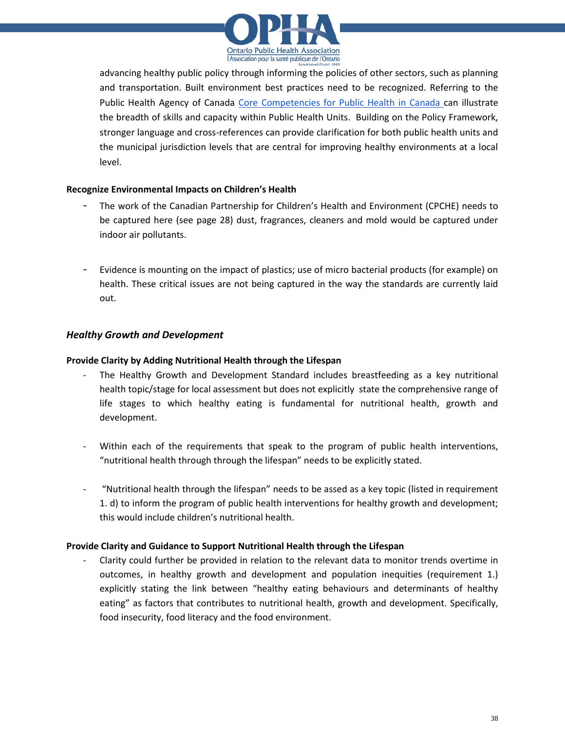advancing healthy public policy through informing the policies of other sectors, such as planning and transportation. Built environment best practices need to be recognized. Referring to the Public Health Agency of Canada Core Competencies for Public Health in Canada can illustrate the breadth of skills and capacity within Public Health Units. Building on the Policy Framework, stronger language and cross-references can provide clarification for both public health units and the municipal jurisdiction levels that are central for improving healthy environments at a local level.

**Recognize Environmental Impacts on Children's Health**

- The work of the Canadian Partnership for Children's Health and Environment (CPCHE) needs to be captured here (see page 28) dust, fragrances, cleaners and mold would be captured under indoor air pollutants.

- Evidence is mounting on the impact of plastics; use of micro bacterial products (for example) on health. These critical issues are not being captured in the way the standards are currently laid out.

### *Healthy Growth and Development*

**Provide Clarity by Adding Nutritional Health through the Lifespan**

- The Healthy Growth and Development Standard includes breastfeeding as a key nutritional health topic/stage for local assessment but does not explicitly state the comprehensive range of life stages to which healthy eating is fundamental for nutritional health, growth and development.

- Within each of the requirements that speak to the program of public health interventions, "nutritional health through through the lifespan" needs to be explicitly stated.

- "Nutritional health through the lifespan" needs to be assed as a key topic (listed in requirement 1. d) to inform the program of public health interventions for healthy growth and development; this would include children's nutritional health.

**Provide Clarity and Guidance to Support Nutritional Health through the Lifespan**

- Clarity could further be provided in relation to the relevant data to monitor trends overtime in outcomes, in healthy growth and development and population inequities (requirement 1.) explicitly stating the link between "healthy eating behaviours and determinants of healthy eating" as factors that contributes to nutritional health, growth and development. Specifically, food insecurity, food literacy and the food environment.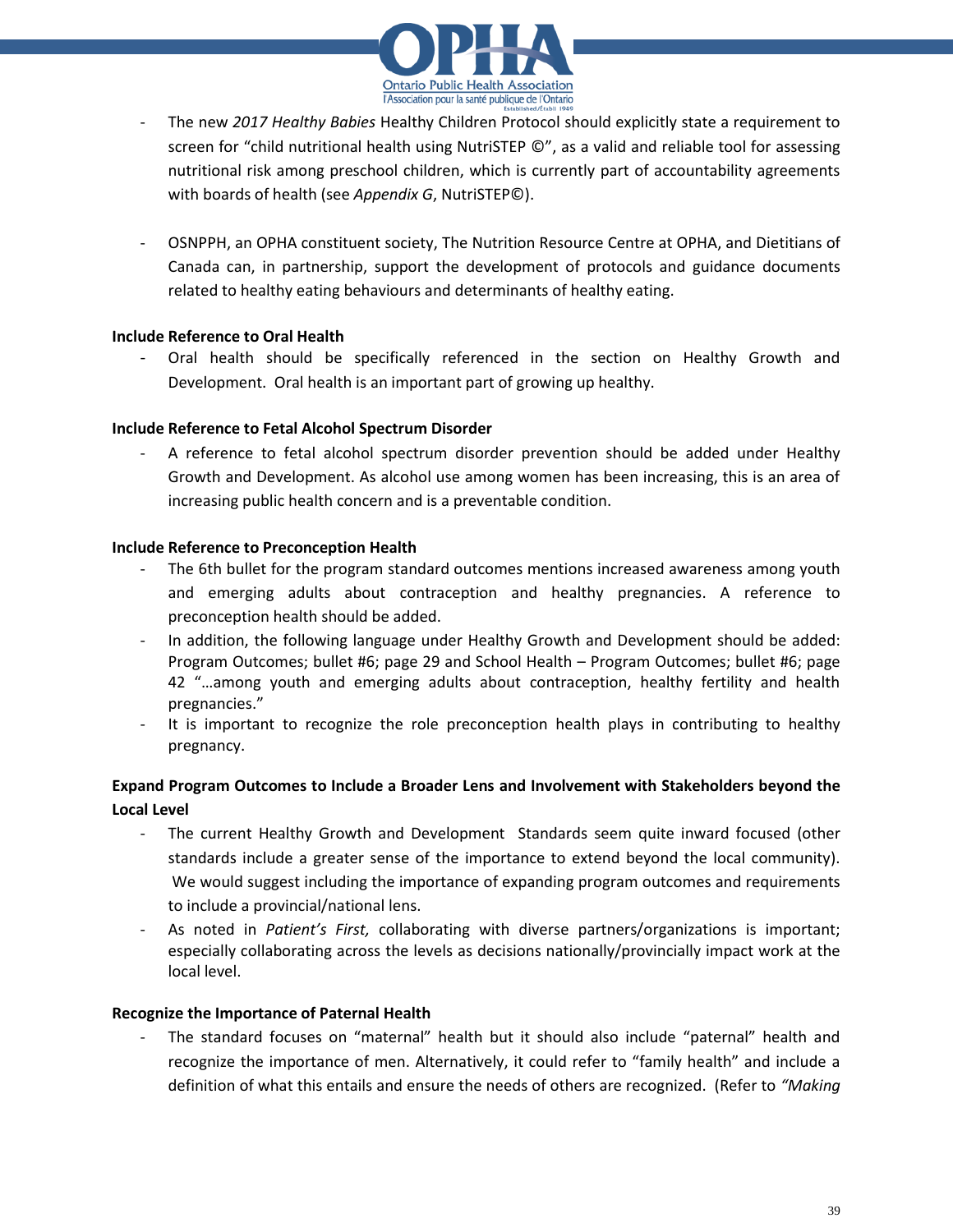- The new *2017 Healthy Babies* Healthy Children Protocol should explicitly state a requirement to screen for "child nutritional health using NutriSTEP ©", as a valid and reliable tool for assessing nutritional risk among preschool children, which is currently part of accountability agreements with boards of health (see *Appendix G*, NutriSTEP©).

- OSNPPH, an OPHA constituent society, The Nutrition Resource Centre at OPHA, and Dietitians of Canada can, in partnership, support the development of protocols and guidance documents related to healthy eating behaviours and determinants of healthy eating.

**Include Reference to Oral Health**

- Oral health should be specifically referenced in the section on Healthy Growth and Development. Oral health is an important part of growing up healthy.

**Include Reference to Fetal Alcohol Spectrum Disorder**

- A reference to fetal alcohol spectrum disorder prevention should be added under Healthy Growth and Development. As alcohol use among women has been increasing, this is an area of increasing public health concern and is a preventable condition.

**Include Reference to Preconception Health**

- The 6th bullet for the program standard outcomes mentions increased awareness among youth and emerging adults about contraception and healthy pregnancies. A reference to preconception health should be added.
- In addition, the following language under Healthy Growth and Development should be added: Program Outcomes; bullet #6; page 29 and School Health – Program Outcomes; bullet #6; page 42 "…among youth and emerging adults about contraception, healthy fertility and health pregnancies."
- It is important to recognize the role preconception health plays in contributing to healthy pregnancy.

**Expand Program Outcomes to Include a Broader Lens and Involvement with Stakeholders beyond the Local Level**

- The current Healthy Growth and Development Standards seem quite inward focused (other standards include a greater sense of the importance to extend beyond the local community). We would suggest including the importance of expanding program outcomes and requirements to include a provincial/national lens.
- As noted in *Patient's First,* collaborating with diverse partners/organizations is important; especially collaborating across the levels as decisions nationally/provincially impact work at the local level.

**Recognize the Importance of Paternal Health**

- The standard focuses on "maternal" health but it should also include "paternal" health and recognize the importance of men. Alternatively, it could refer to "family health" and include a definition of what this entails and ensure the needs of others are recognized. (Refer to *"Making*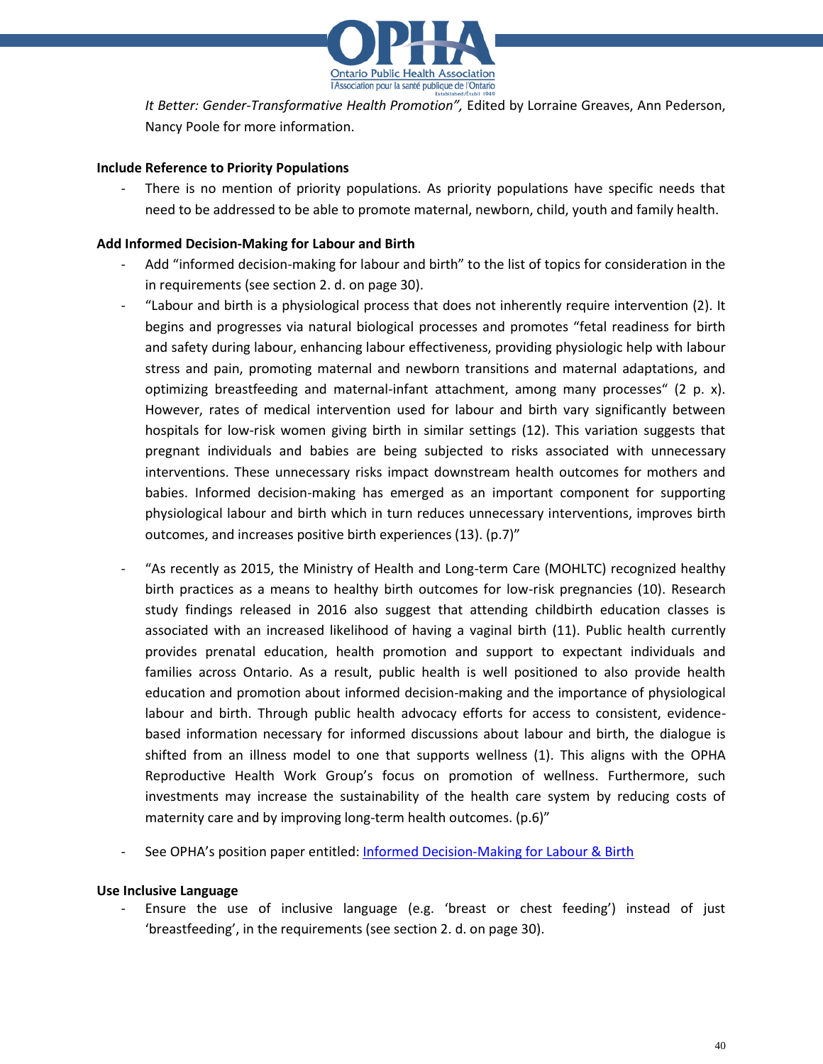*It Better: Gender-Transformative Health Promotion",* Edited by Lorraine Greaves, Ann Pederson, Nancy Poole for more information.

**Include Reference to Priority Populations**

- There is no mention of priority populations. As priority populations have specific needs that need to be addressed to be able to promote maternal, newborn, child, youth and family health.

**Add Informed Decision-Making for Labour and Birth**

- Add "informed decision-making for labour and birth" to the list of topics for consideration in the in requirements (see section 2. d. on page 30).
- "Labour and birth is a physiological process that does not inherently require intervention (2). It begins and progresses via natural biological processes and promotes "fetal readiness for birth and safety during labour, enhancing labour effectiveness, providing physiologic help with labour stress and pain, promoting maternal and newborn transitions and maternal adaptations, and optimizing breastfeeding and maternal-infant attachment, among many processes" (2 p. x). However, rates of medical intervention used for labour and birth vary significantly between hospitals for low-risk women giving birth in similar settings (12). This variation suggests that pregnant individuals and babies are being subjected to risks associated with unnecessary interventions. These unnecessary risks impact downstream health outcomes for mothers and babies. Informed decision-making has emerged as an important component for supporting physiological labour and birth which in turn reduces unnecessary interventions, improves birth outcomes, and increases positive birth experiences (13). (p.7)"
- "As recently as 2015, the Ministry of Health and Long-term Care (MOHLTC) recognized healthy birth practices as a means to healthy birth outcomes for low-risk pregnancies (10). Research study findings released in 2016 also suggest that attending childbirth education classes is associated with an increased likelihood of having a vaginal birth (11). Public health currently provides prenatal education, health promotion and support to expectant individuals and families across Ontario. As a result, public health is well positioned to also provide health education and promotion about informed decision-making and the importance of physiological labour and birth. Through public health advocacy efforts for access to consistent, evidence-based information necessary for informed discussions about labour and birth, the dialogue is shifted from an illness model to one that supports wellness (1). This aligns with the OPHA Reproductive Health Work Group's focus on promotion of wellness. Furthermore, such investments may increase the sustainability of the health care system by reducing costs of maternity care and by improving long-term health outcomes. (p.6)"
- See OPHA's position paper entitled: [Informed Decision-Making for Labour & Birth]

**Use Inclusive Language**

- Ensure the use of inclusive language (e.g. 'breast or chest feeding') instead of just 'breastfeeding', in the requirements (see section 2. d. on page 30).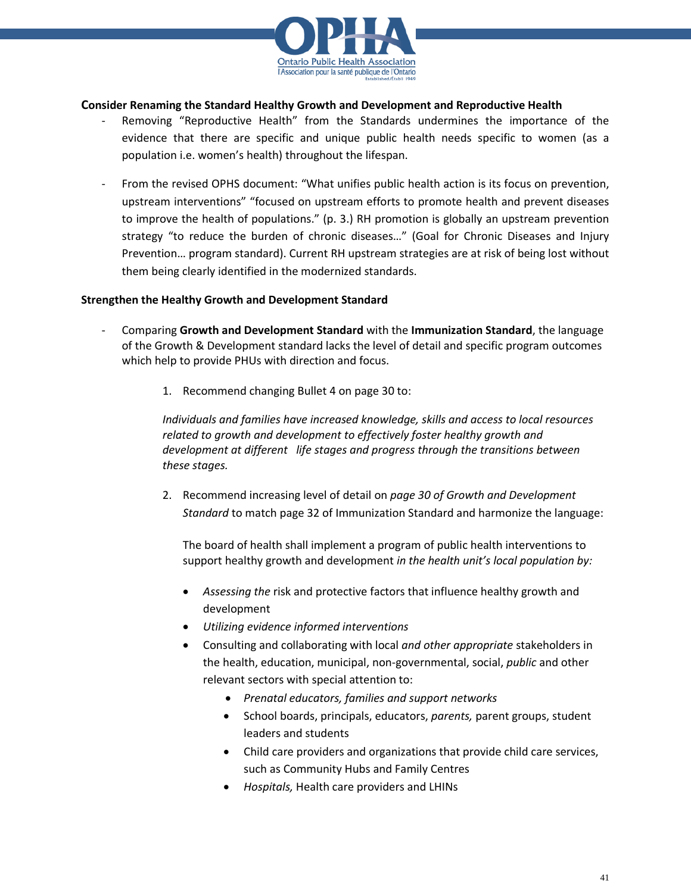**Consider Renaming the Standard Healthy Growth and Development and Reproductive Health**

- Removing "Reproductive Health" from the Standards undermines the importance of the evidence that there are specific and unique public health needs specific to women (as a population i.e. women's health) throughout the lifespan.

- From the revised OPHS document: "What unifies public health action is its focus on prevention, upstream interventions" "focused on upstream efforts to promote health and prevent diseases to improve the health of populations." (p. 3.) RH promotion is globally an upstream prevention strategy "to reduce the burden of chronic diseases…" (Goal for Chronic Diseases and Injury Prevention… program standard). Current RH upstream strategies are at risk of being lost without them being clearly identified in the modernized standards.

**Strengthen the Healthy Growth and Development Standard**

- Comparing **Growth and Development Standard** with the **Immunization Standard**, the language of the Growth & Development standard lacks the level of detail and specific program outcomes which help to provide PHUs with direction and focus.

  1. Recommend changing Bullet 4 on page 30 to:

     *Individuals and families have increased knowledge, skills and access to local resources related to growth and development to effectively foster healthy growth and development at different life stages and progress through the transitions between these stages.*

  2. Recommend increasing level of detail on *page 30 of Growth and Development Standard* to match page 32 of Immunization Standard and harmonize the language:

     The board of health shall implement a program of public health interventions to support healthy growth and development *in the health unit's local population by:*

     - *Assessing the* risk and protective factors that influence healthy growth and development
     - *Utilizing evidence informed interventions*
     - Consulting and collaborating with local *and other appropriate* stakeholders in the health, education, municipal, non-governmental, social, *public* and other relevant sectors with special attention to:
       - *Prenatal educators, families and support networks*
       - School boards, principals, educators, *parents,* parent groups, student leaders and students
       - Child care providers and organizations that provide child care services, such as Community Hubs and Family Centres
       - *Hospitals,* Health care providers and LHINs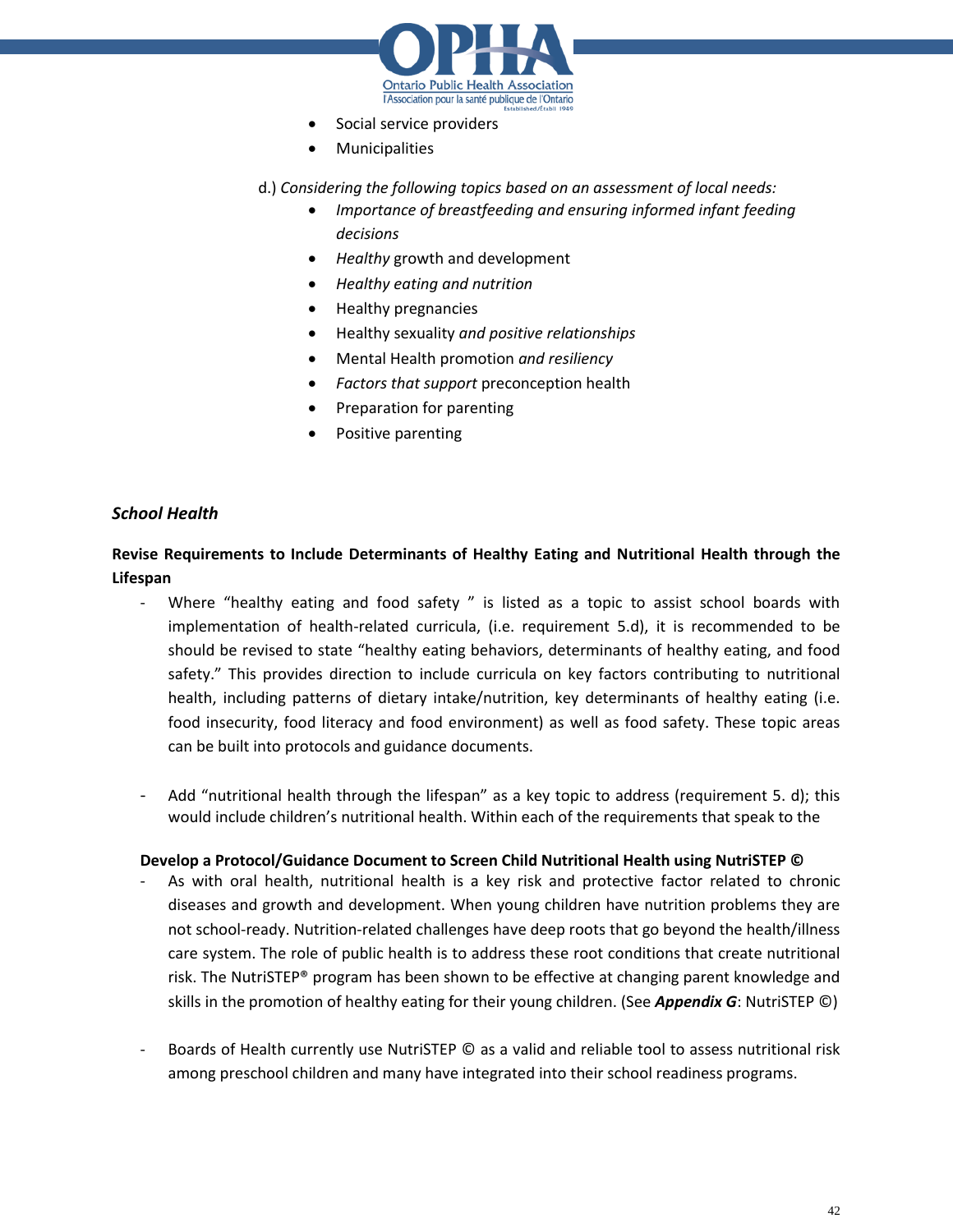- Social service providers
- Municipalities

d.) *Considering the following topics based on an assessment of local needs:*

- *Importance of breastfeeding and ensuring informed infant feeding decisions*
- *Healthy* growth and development
- *Healthy eating and nutrition*
- Healthy pregnancies
- Healthy sexuality *and positive relationships*
- Mental Health promotion *and resiliency*
- *Factors that support* preconception health
- Preparation for parenting
- Positive parenting

### *School Health*

**Revise Requirements to Include Determinants of Healthy Eating and Nutritional Health through the Lifespan**

- Where "healthy eating and food safety " is listed as a topic to assist school boards with implementation of health-related curricula, (i.e. requirement 5.d), it is recommended to be should be revised to state "healthy eating behaviors, determinants of healthy eating, and food safety." This provides direction to include curricula on key factors contributing to nutritional health, including patterns of dietary intake/nutrition, key determinants of healthy eating (i.e. food insecurity, food literacy and food environment) as well as food safety. These topic areas can be built into protocols and guidance documents.

- Add "nutritional health through the lifespan" as a key topic to address (requirement 5. d); this would include children's nutritional health. Within each of the requirements that speak to the

**Develop a Protocol/Guidance Document to Screen Child Nutritional Health using NutriSTEP ©**

- As with oral health, nutritional health is a key risk and protective factor related to chronic diseases and growth and development. When young children have nutrition problems they are not school-ready. Nutrition-related challenges have deep roots that go beyond the health/illness care system. The role of public health is to address these root conditions that create nutritional risk. The NutriSTEP® program has been shown to be effective at changing parent knowledge and skills in the promotion of healthy eating for their young children. (See ***Appendix G***: NutriSTEP ©)

- Boards of Health currently use NutriSTEP © as a valid and reliable tool to assess nutritional risk among preschool children and many have integrated into their school readiness programs.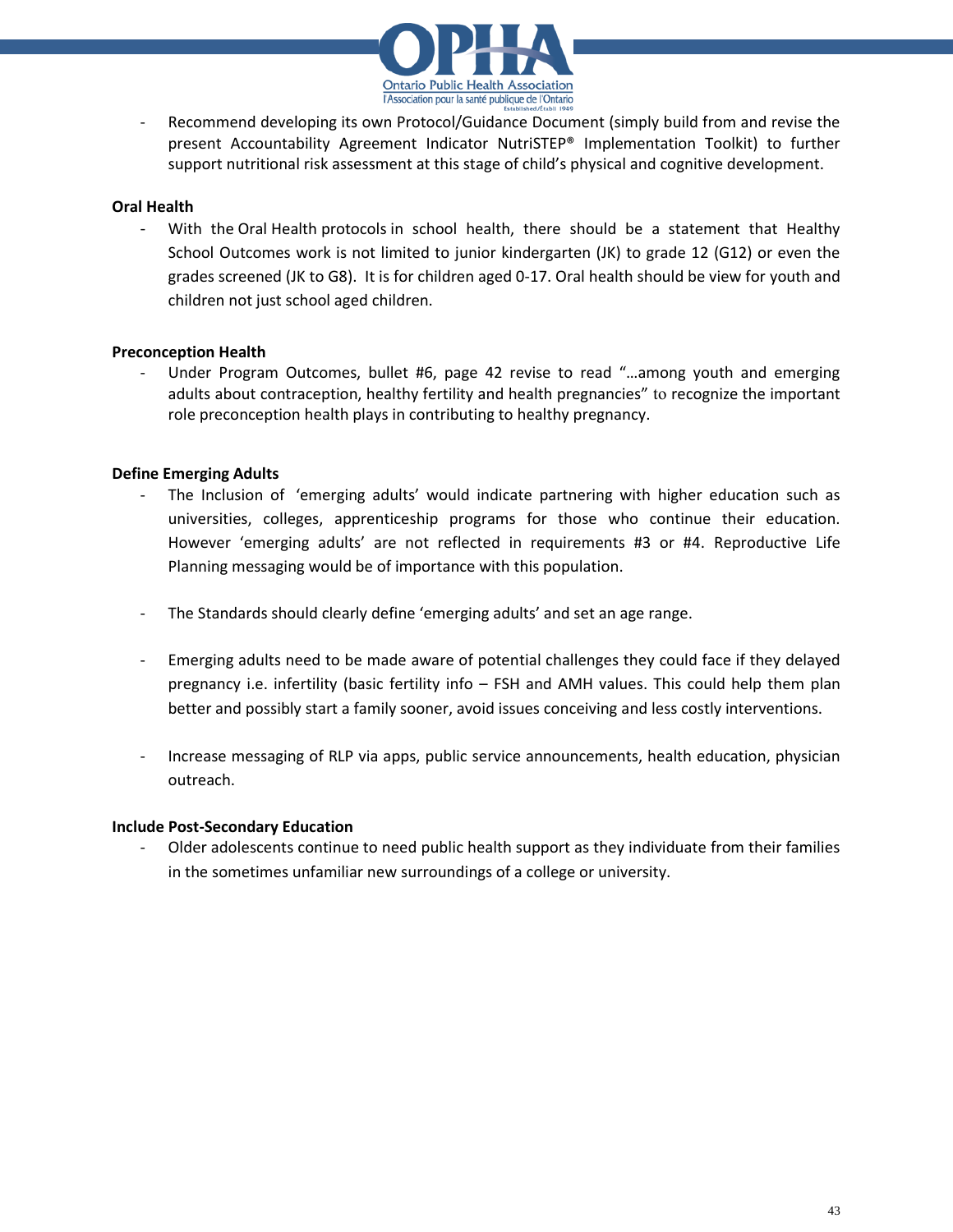- Recommend developing its own Protocol/Guidance Document (simply build from and revise the present Accountability Agreement Indicator NutriSTEP® Implementation Toolkit) to further support nutritional risk assessment at this stage of child's physical and cognitive development.

**Oral Health**

- With the Oral Health protocols in school health, there should be a statement that Healthy School Outcomes work is not limited to junior kindergarten (JK) to grade 12 (G12) or even the grades screened (JK to G8). It is for children aged 0-17. Oral health should be view for youth and children not just school aged children.

**Preconception Health**

- Under Program Outcomes, bullet #6, page 42 revise to read "…among youth and emerging adults about contraception, healthy fertility and health pregnancies" to recognize the important role preconception health plays in contributing to healthy pregnancy.

**Define Emerging Adults**

- The Inclusion of 'emerging adults' would indicate partnering with higher education such as universities, colleges, apprenticeship programs for those who continue their education. However 'emerging adults' are not reflected in requirements #3 or #4. Reproductive Life Planning messaging would be of importance with this population.

- The Standards should clearly define 'emerging adults' and set an age range.

- Emerging adults need to be made aware of potential challenges they could face if they delayed pregnancy i.e. infertility (basic fertility info – FSH and AMH values. This could help them plan better and possibly start a family sooner, avoid issues conceiving and less costly interventions.

- Increase messaging of RLP via apps, public service announcements, health education, physician outreach.

**Include Post-Secondary Education**

- Older adolescents continue to need public health support as they individuate from their families in the sometimes unfamiliar new surroundings of a college or university.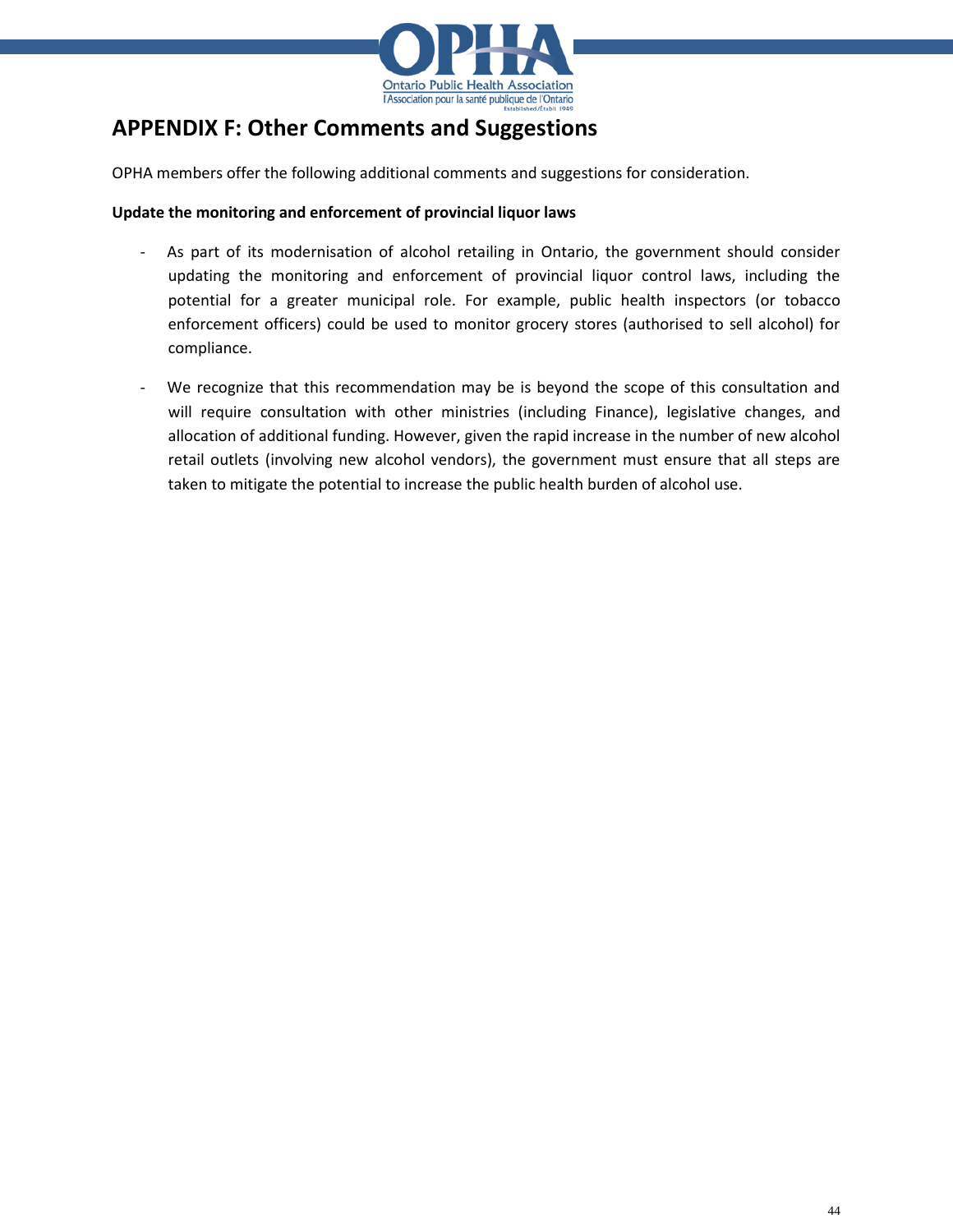## APPENDIX F: Other Comments and Suggestions

OPHA members offer the following additional comments and suggestions for consideration.

**Update the monitoring and enforcement of provincial liquor laws**

- As part of its modernisation of alcohol retailing in Ontario, the government should consider updating the monitoring and enforcement of provincial liquor control laws, including the potential for a greater municipal role. For example, public health inspectors (or tobacco enforcement officers) could be used to monitor grocery stores (authorised to sell alcohol) for compliance.
- We recognize that this recommendation may be is beyond the scope of this consultation and will require consultation with other ministries (including Finance), legislative changes, and allocation of additional funding. However, given the rapid increase in the number of new alcohol retail outlets (involving new alcohol vendors), the government must ensure that all steps are taken to mitigate the potential to increase the public health burden of alcohol use.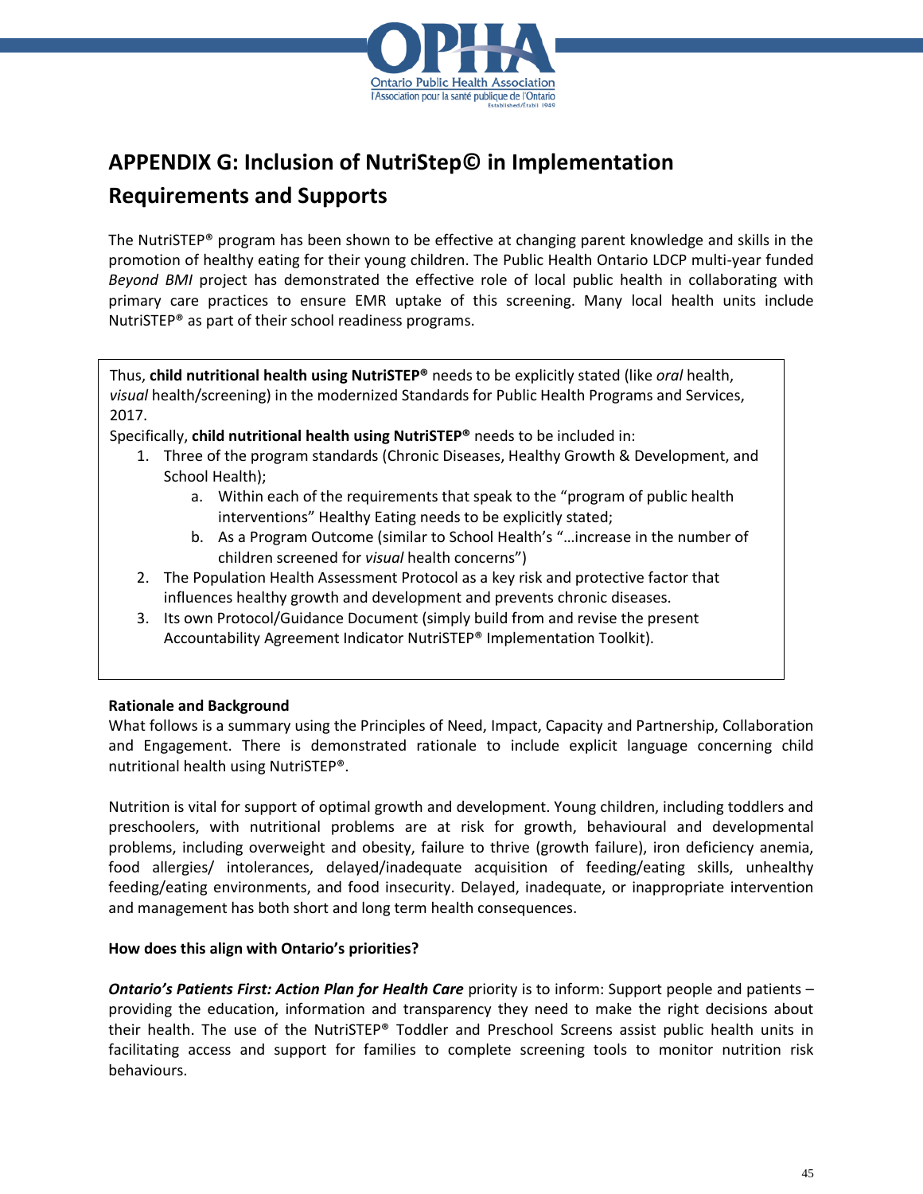# APPENDIX G: Inclusion of NutriStep© in Implementation Requirements and Supports

The NutriSTEP® program has been shown to be effective at changing parent knowledge and skills in the promotion of healthy eating for their young children. The Public Health Ontario LDCP multi-year funded *Beyond BMI* project has demonstrated the effective role of local public health in collaborating with primary care practices to ensure EMR uptake of this screening. Many local health units include NutriSTEP® as part of their school readiness programs.

Thus, **child nutritional health using NutriSTEP®** needs to be explicitly stated (like *oral* health, *visual* health/screening) in the modernized Standards for Public Health Programs and Services, 2017.

Specifically, **child nutritional health using NutriSTEP®** needs to be included in:

1. Three of the program standards (Chronic Diseases, Healthy Growth & Development, and School Health);
   a. Within each of the requirements that speak to the "program of public health interventions" Healthy Eating needs to be explicitly stated;
   b. As a Program Outcome (similar to School Health's "…increase in the number of children screened for *visual* health concerns")
2. The Population Health Assessment Protocol as a key risk and protective factor that influences healthy growth and development and prevents chronic diseases.
3. Its own Protocol/Guidance Document (simply build from and revise the present Accountability Agreement Indicator NutriSTEP® Implementation Toolkit).

**Rationale and Background**

What follows is a summary using the Principles of Need, Impact, Capacity and Partnership, Collaboration and Engagement. There is demonstrated rationale to include explicit language concerning child nutritional health using NutriSTEP®.

Nutrition is vital for support of optimal growth and development. Young children, including toddlers and preschoolers, with nutritional problems are at risk for growth, behavioural and developmental problems, including overweight and obesity, failure to thrive (growth failure), iron deficiency anemia, food allergies/ intolerances, delayed/inadequate acquisition of feeding/eating skills, unhealthy feeding/eating environments, and food insecurity. Delayed, inadequate, or inappropriate intervention and management has both short and long term health consequences.

**How does this align with Ontario's priorities?**

***Ontario's Patients First: Action Plan for Health Care*** priority is to inform: Support people and patients – providing the education, information and transparency they need to make the right decisions about their health. The use of the NutriSTEP® Toddler and Preschool Screens assist public health units in facilitating access and support for families to complete screening tools to monitor nutrition risk behaviours.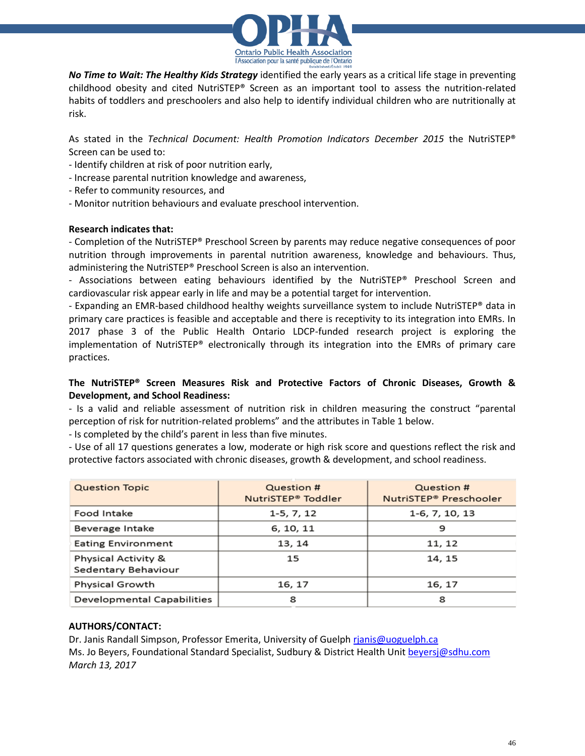***No Time to Wait: The Healthy Kids Strategy*** identified the early years as a critical life stage in preventing childhood obesity and cited NutriSTEP® Screen as an important tool to assess the nutrition-related habits of toddlers and preschoolers and also help to identify individual children who are nutritionally at risk.

As stated in the *Technical Document: Health Promotion Indicators December 2015* the NutriSTEP® Screen can be used to:
- Identify children at risk of poor nutrition early,
- Increase parental nutrition knowledge and awareness,
- Refer to community resources, and
- Monitor nutrition behaviours and evaluate preschool intervention.

**Research indicates that:**
- Completion of the NutriSTEP® Preschool Screen by parents may reduce negative consequences of poor nutrition through improvements in parental nutrition awareness, knowledge and behaviours. Thus, administering the NutriSTEP® Preschool Screen is also an intervention.
- Associations between eating behaviours identified by the NutriSTEP® Preschool Screen and cardiovascular risk appear early in life and may be a potential target for intervention.
- Expanding an EMR-based childhood healthy weights surveillance system to include NutriSTEP® data in primary care practices is feasible and acceptable and there is receptivity to its integration into EMRs. In 2017 phase 3 of the Public Health Ontario LDCP-funded research project is exploring the implementation of NutriSTEP® electronically through its integration into the EMRs of primary care practices.

**The NutriSTEP® Screen Measures Risk and Protective Factors of Chronic Diseases, Growth & Development, and School Readiness:**
- Is a valid and reliable assessment of nutrition risk in children measuring the construct "parental perception of risk for nutrition-related problems" and the attributes in Table 1 below.
- Is completed by the child's parent in less than five minutes.
- Use of all 17 questions generates a low, moderate or high risk score and questions reflect the risk and protective factors associated with chronic diseases, growth & development, and school readiness.

| Question Topic | Question # NutriSTEP® Toddler | Question # NutriSTEP® Preschooler |
|---|---|---|
| Food Intake | 1-5, 7, 12 | 1-6, 7, 10, 13 |
| Beverage Intake | 6, 10, 11 | 9 |
| Eating Environment | 13, 14 | 11, 12 |
| Physical Activity & Sedentary Behaviour | 15 | 14, 15 |
| Physical Growth | 16, 17 | 16, 17 |
| Developmental Capabilities | 8 | 8 |

**AUTHORS/CONTACT:**
Dr. Janis Randall Simpson, Professor Emerita, University of Guelph rjanis@uoguelph.ca
Ms. Jo Beyers, Foundational Standard Specialist, Sudbury & District Health Unit beyersj@sdhu.com
*March 13, 2017*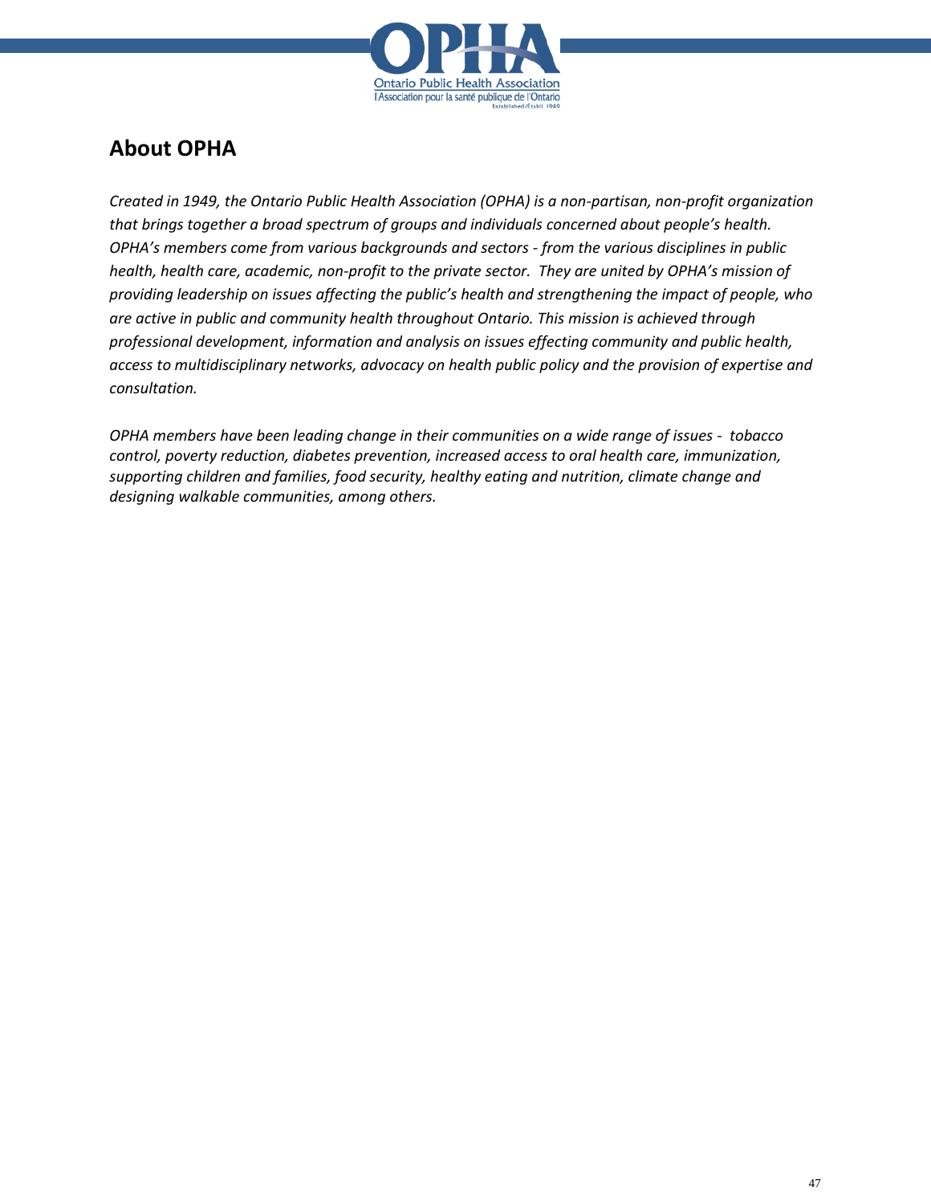## About OPHA

*Created in 1949, the Ontario Public Health Association (OPHA) is a non-partisan, non-profit organization that brings together a broad spectrum of groups and individuals concerned about people's health. OPHA's members come from various backgrounds and sectors - from the various disciplines in public health, health care, academic, non-profit to the private sector. They are united by OPHA's mission of providing leadership on issues affecting the public's health and strengthening the impact of people, who are active in public and community health throughout Ontario. This mission is achieved through professional development, information and analysis on issues effecting community and public health, access to multidisciplinary networks, advocacy on health public policy and the provision of expertise and consultation.*

*OPHA members have been leading change in their communities on a wide range of issues - tobacco control, poverty reduction, diabetes prevention, increased access to oral health care, immunization, supporting children and families, food security, healthy eating and nutrition, climate change and designing walkable communities, among others.*